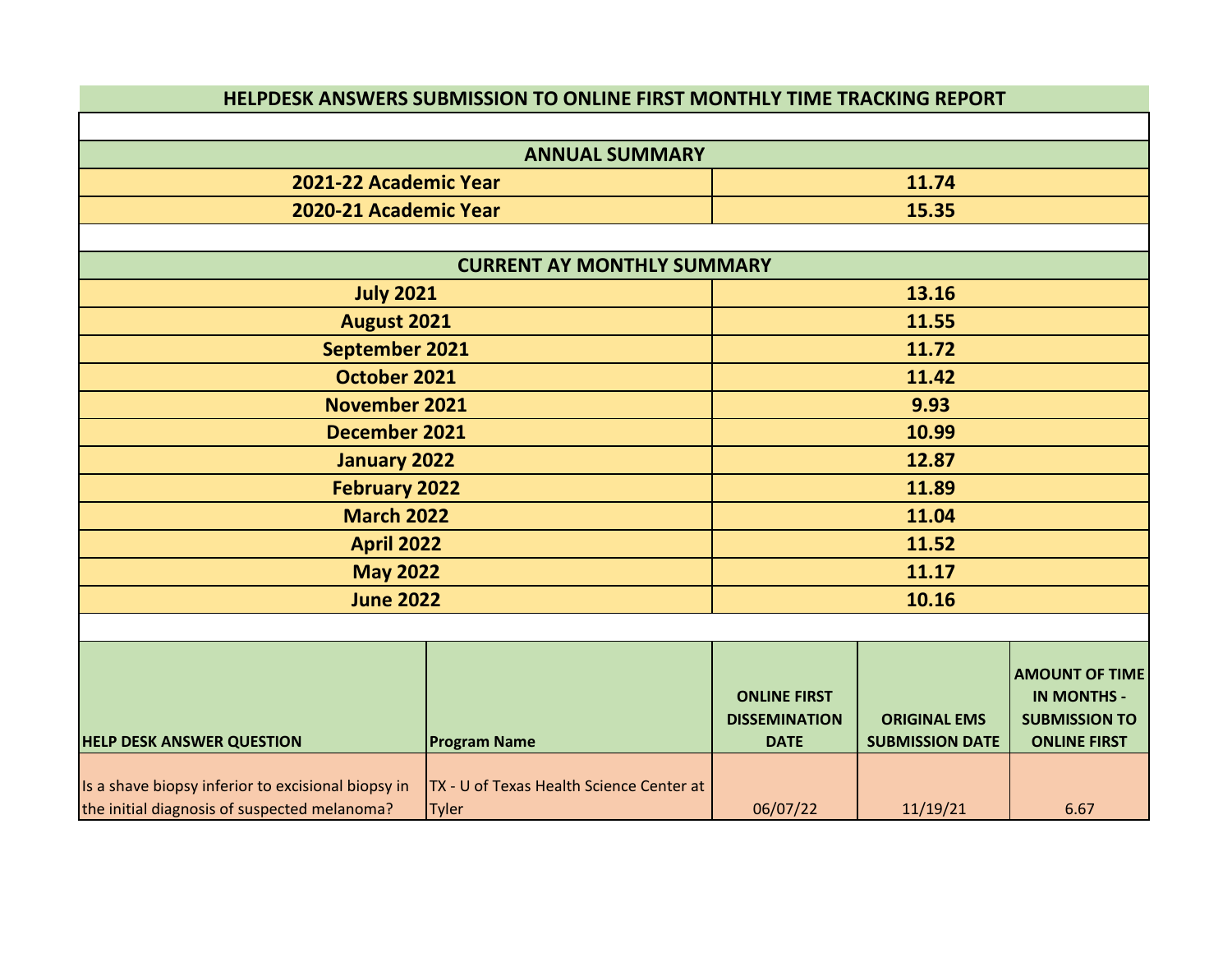# HELPDESK ANSWERS SUBMISSION TO ONLINE FIRST MONTHLY TIME TRACKING REPORT

| ANNUAL SUMMARY | |
|---|---|
| **2021-22 Academic Year** | **11.74** |
| **2020-21 Academic Year** | **15.35** |

| CURRENT AY MONTHLY SUMMARY | |
|---|---|
| **July 2021** | **13.16** |
| **August 2021** | **11.55** |
| **September 2021** | **11.72** |
| **October 2021** | **11.42** |
| **November 2021** | **9.93** |
| **December 2021** | **10.99** |
| **January 2022** | **12.87** |
| **February 2022** | **11.89** |
| **March 2022** | **11.04** |
| **April 2022** | **11.52** |
| **May 2022** | **11.17** |
| **June 2022** | **10.16** |

| HELP DESK ANSWER QUESTION | Program Name | ONLINE FIRST DISSEMINATION DATE | ORIGINAL EMS SUBMISSION DATE | AMOUNT OF TIME IN MONTHS - SUBMISSION TO ONLINE FIRST |
|---|---|---|---|---|
| Is a shave biopsy inferior to excisional biopsy in the initial diagnosis of suspected melanoma? | TX - U of Texas Health Science Center at Tyler | 06/07/22 | 11/19/21 | 6.67 |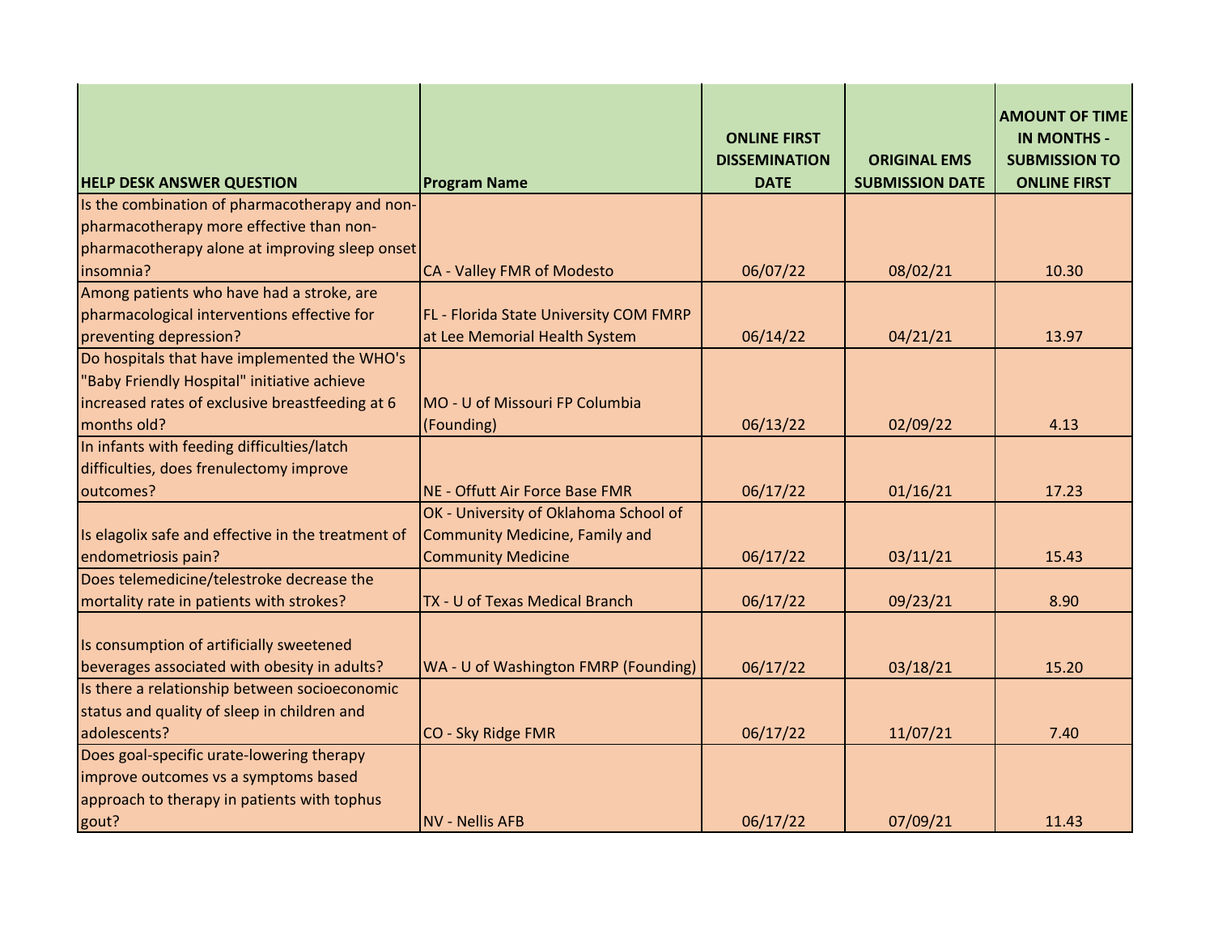| HELP DESK ANSWER QUESTION | Program Name | ONLINE FIRST DISSEMINATION DATE | ORIGINAL EMS SUBMISSION DATE | AMOUNT OF TIME IN MONTHS - SUBMISSION TO ONLINE FIRST |
|---|---|---|---|---|
| Is the combination of pharmacotherapy and non-pharmacotherapy more effective than non-pharmacotherapy alone at improving sleep onset insomnia? | CA - Valley FMR of Modesto | 06/07/22 | 08/02/21 | 10.30 |
| Among patients who have had a stroke, are pharmacological interventions effective for preventing depression? | FL - Florida State University COM FMRP at Lee Memorial Health System | 06/14/22 | 04/21/21 | 13.97 |
| Do hospitals that have implemented the WHO's "Baby Friendly Hospital" initiative achieve increased rates of exclusive breastfeeding at 6 months old? | MO - U of Missouri FP Columbia (Founding) | 06/13/22 | 02/09/22 | 4.13 |
| In infants with feeding difficulties/latch difficulties, does frenulectomy improve outcomes? | NE - Offutt Air Force Base FMR | 06/17/22 | 01/16/21 | 17.23 |
| Is elagolix safe and effective in the treatment of endometriosis pain? | OK - University of Oklahoma School of Community Medicine, Family and Community Medicine | 06/17/22 | 03/11/21 | 15.43 |
| Does telemedicine/telestroke decrease the mortality rate in patients with strokes? | TX - U of Texas Medical Branch | 06/17/22 | 09/23/21 | 8.90 |
| Is consumption of artificially sweetened beverages associated with obesity in adults? | WA - U of Washington FMRP (Founding) | 06/17/22 | 03/18/21 | 15.20 |
| Is there a relationship between socioeconomic status and quality of sleep in children and adolescents? | CO - Sky Ridge FMR | 06/17/22 | 11/07/21 | 7.40 |
| Does goal-specific urate-lowering therapy improve outcomes vs a symptoms based approach to therapy in patients with tophus gout? | NV - Nellis AFB | 06/17/22 | 07/09/21 | 11.43 |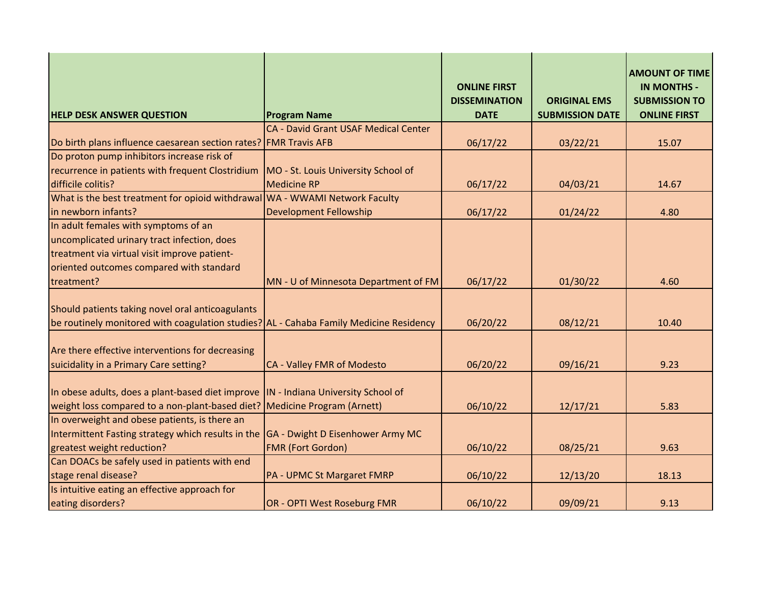| HELP DESK ANSWER QUESTION | Program Name | ONLINE FIRST DISSEMINATION DATE | ORIGINAL EMS SUBMISSION DATE | AMOUNT OF TIME IN MONTHS - SUBMISSION TO ONLINE FIRST |
|---|---|---|---|---|
| Do birth plans influence caesarean section rates? | CA - David Grant USAF Medical Center FMR Travis AFB | 06/17/22 | 03/22/21 | 15.07 |
| Do proton pump inhibitors increase risk of recurrence in patients with frequent Clostridium difficile colitis? | MO - St. Louis University School of Medicine RP | 06/17/22 | 04/03/21 | 14.67 |
| What is the best treatment for opioid withdrawal in newborn infants? | WA - WWAMI Network Faculty Development Fellowship | 06/17/22 | 01/24/22 | 4.80 |
| In adult females with symptoms of an uncomplicated urinary tract infection, does treatment via virtual visit improve patient-oriented outcomes compared with standard treatment? | MN - U of Minnesota Department of FM | 06/17/22 | 01/30/22 | 4.60 |
| Should patients taking novel oral anticoagulants be routinely monitored with coagulation studies? | AL - Cahaba Family Medicine Residency | 06/20/22 | 08/12/21 | 10.40 |
| Are there effective interventions for decreasing suicidality in a Primary Care setting? | CA - Valley FMR of Modesto | 06/20/22 | 09/16/21 | 9.23 |
| In obese adults, does a plant-based diet improve weight loss compared to a non-plant-based diet? | IN - Indiana University School of Medicine Program (Arnett) | 06/10/22 | 12/17/21 | 5.83 |
| In overweight and obese patients, is there an Intermittent Fasting strategy which results in the greatest weight reduction? | GA - Dwight D Eisenhower Army MC FMR (Fort Gordon) | 06/10/22 | 08/25/21 | 9.63 |
| Can DOACs be safely used in patients with end stage renal disease? | PA - UPMC St Margaret FMRP | 06/10/22 | 12/13/20 | 18.13 |
| Is intuitive eating an effective approach for eating disorders? | OR - OPTI West Roseburg FMR | 06/10/22 | 09/09/21 | 9.13 |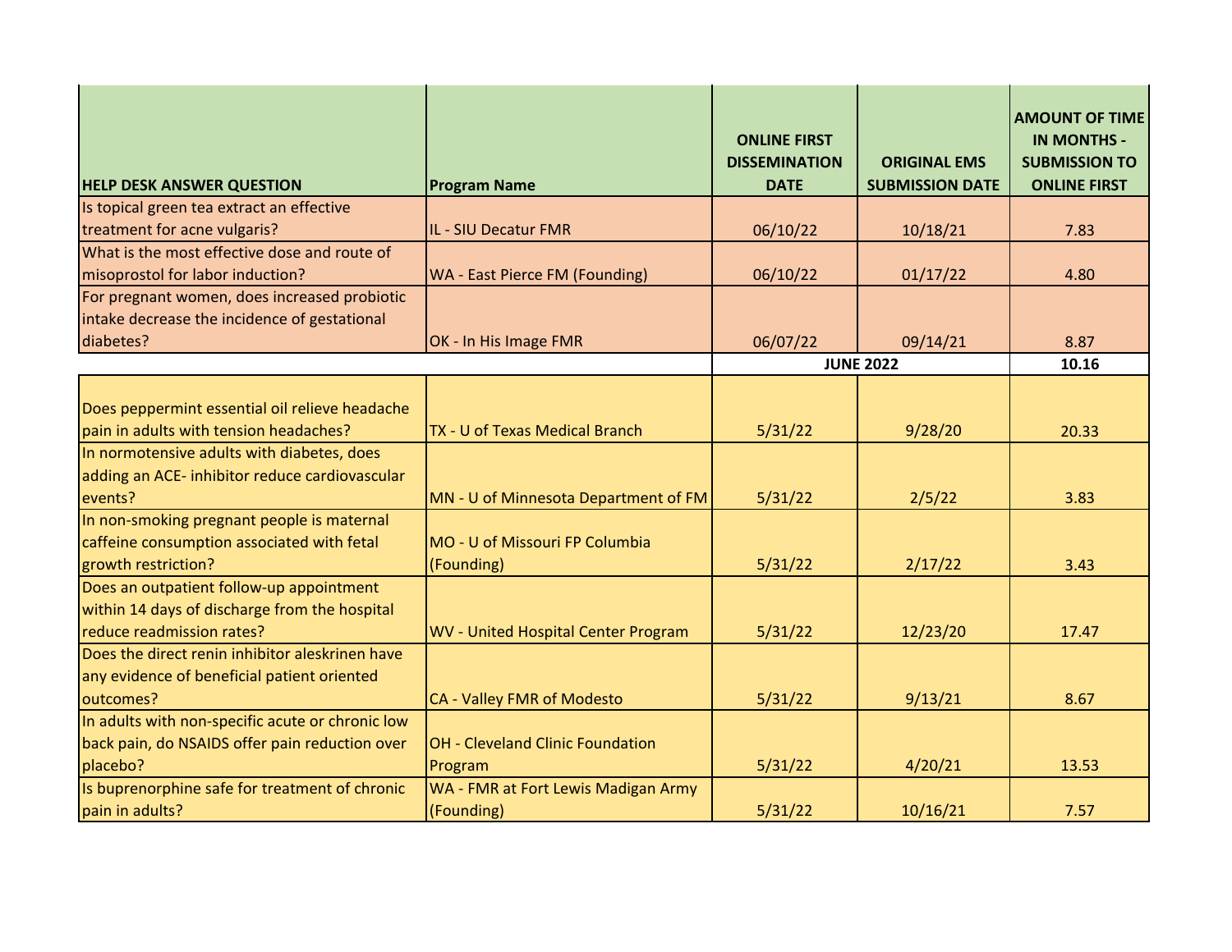| HELP DESK ANSWER QUESTION | Program Name | ONLINE FIRST DISSEMINATION DATE | ORIGINAL EMS SUBMISSION DATE | AMOUNT OF TIME IN MONTHS - SUBMISSION TO ONLINE FIRST |
|---|---|---|---|---|
| Is topical green tea extract an effective treatment for acne vulgaris? | IL - SIU Decatur FMR | 06/10/22 | 10/18/21 | 7.83 |
| What is the most effective dose and route of misoprostol for labor induction? | WA - East Pierce FM (Founding) | 06/10/22 | 01/17/22 | 4.80 |
| For pregnant women, does increased probiotic intake decrease the incidence of gestational diabetes? | OK - In His Image FMR | 06/07/22 | 09/14/21 | 8.87 |
| | | JUNE 2022 | | 10.16 |
| Does peppermint essential oil relieve headache pain in adults with tension headaches? | TX - U of Texas Medical Branch | 5/31/22 | 9/28/20 | 20.33 |
| In normotensive adults with diabetes, does adding an ACE- inhibitor reduce cardiovascular events? | MN - U of Minnesota Department of FM | 5/31/22 | 2/5/22 | 3.83 |
| In non-smoking pregnant people is maternal caffeine consumption associated with fetal growth restriction? | MO - U of Missouri FP Columbia (Founding) | 5/31/22 | 2/17/22 | 3.43 |
| Does an outpatient follow-up appointment within 14 days of discharge from the hospital reduce readmission rates? | WV - United Hospital Center Program | 5/31/22 | 12/23/20 | 17.47 |
| Does the direct renin inhibitor aleskrinen have any evidence of beneficial patient oriented outcomes? | CA - Valley FMR of Modesto | 5/31/22 | 9/13/21 | 8.67 |
| In adults with non-specific acute or chronic low back pain, do NSAIDS offer pain reduction over placebo? | OH - Cleveland Clinic Foundation Program | 5/31/22 | 4/20/21 | 13.53 |
| Is buprenorphine safe for treatment of chronic pain in adults? | WA - FMR at Fort Lewis Madigan Army (Founding) | 5/31/22 | 10/16/21 | 7.57 |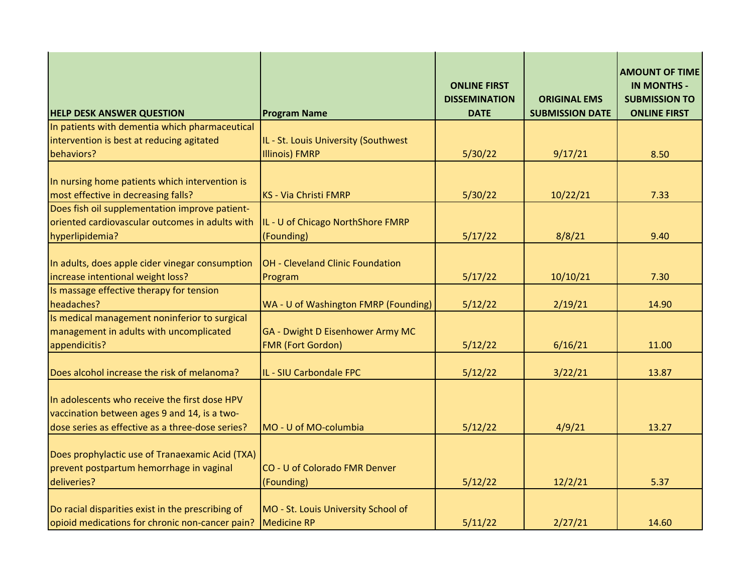| HELP DESK ANSWER QUESTION | Program Name | ONLINE FIRST DISSEMINATION DATE | ORIGINAL EMS SUBMISSION DATE | AMOUNT OF TIME IN MONTHS - SUBMISSION TO ONLINE FIRST |
|---|---|---|---|---|
| In patients with dementia which pharmaceutical intervention is best at reducing agitated behaviors? | IL - St. Louis University (Southwest Illinois) FMRP | 5/30/22 | 9/17/21 | 8.50 |
| In nursing home patients which intervention is most effective in decreasing falls? | KS - Via Christi FMRP | 5/30/22 | 10/22/21 | 7.33 |
| Does fish oil supplementation improve patient-oriented cardiovascular outcomes in adults with hyperlipidemia? | IL - U of Chicago NorthShore FMRP (Founding) | 5/17/22 | 8/8/21 | 9.40 |
| In adults, does apple cider vinegar consumption increase intentional weight loss? | OH - Cleveland Clinic Foundation Program | 5/17/22 | 10/10/21 | 7.30 |
| Is massage effective therapy for tension headaches? | WA - U of Washington FMRP (Founding) | 5/12/22 | 2/19/21 | 14.90 |
| Is medical management noninferior to surgical management in adults with uncomplicated appendicitis? | GA - Dwight D Eisenhower Army MC FMR (Fort Gordon) | 5/12/22 | 6/16/21 | 11.00 |
| Does alcohol increase the risk of melanoma? | IL - SIU Carbondale FPC | 5/12/22 | 3/22/21 | 13.87 |
| In adolescents who receive the first dose HPV vaccination between ages 9 and 14, is a two-dose series as effective as a three-dose series? | MO - U of MO-columbia | 5/12/22 | 4/9/21 | 13.27 |
| Does prophylactic use of Tranaexamic Acid (TXA) prevent postpartum hemorrhage in vaginal deliveries? | CO - U of Colorado FMR Denver (Founding) | 5/12/22 | 12/2/21 | 5.37 |
| Do racial disparities exist in the prescribing of opioid medications for chronic non-cancer pain? | MO - St. Louis University School of Medicine RP | 5/11/22 | 2/27/21 | 14.60 |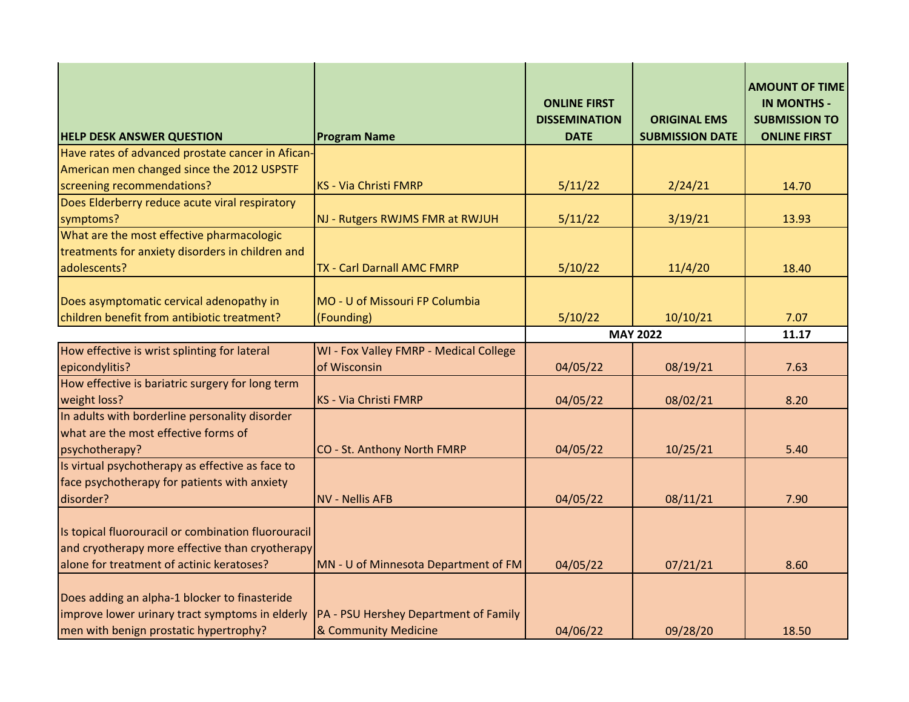| HELP DESK ANSWER QUESTION | Program Name | ONLINE FIRST DISSEMINATION DATE | ORIGINAL EMS SUBMISSION DATE | AMOUNT OF TIME IN MONTHS - SUBMISSION TO ONLINE FIRST |
|---|---|---|---|---|
| Have rates of advanced prostate cancer in Afican-American men changed since the 2012 USPSTF screening recommendations? | KS - Via Christi FMRP | 5/11/22 | 2/24/21 | 14.70 |
| Does Elderberry reduce acute viral respiratory symptoms? | NJ - Rutgers RWJMS FMR at RWJUH | 5/11/22 | 3/19/21 | 13.93 |
| What are the most effective pharmacologic treatments for anxiety disorders in children and adolescents? | TX - Carl Darnall AMC FMRP | 5/10/22 | 11/4/20 | 18.40 |
| Does asymptomatic cervical adenopathy in children benefit from antibiotic treatment? | MO - U of Missouri FP Columbia (Founding) | 5/10/22 | 10/10/21 | 7.07 |
| | | **MAY 2022** | | **11.17** |
| How effective is wrist splinting for lateral epicondylitis? | WI - Fox Valley FMRP - Medical College of Wisconsin | 04/05/22 | 08/19/21 | 7.63 |
| How effective is bariatric surgery for long term weight loss? | KS - Via Christi FMRP | 04/05/22 | 08/02/21 | 8.20 |
| In adults with borderline personality disorder what are the most effective forms of psychotherapy? | CO - St. Anthony North FMRP | 04/05/22 | 10/25/21 | 5.40 |
| Is virtual psychotherapy as effective as face to face psychotherapy for patients with anxiety disorder? | NV - Nellis AFB | 04/05/22 | 08/11/21 | 7.90 |
| Is topical fluorouracil or combination fluorouracil and cryotherapy more effective than cryotherapy alone for treatment of actinic keratoses? | MN - U of Minnesota Department of FM | 04/05/22 | 07/21/21 | 8.60 |
| Does adding an alpha-1 blocker to finasteride improve lower urinary tract symptoms in elderly men with benign prostatic hypertrophy? | PA - PSU Hershey Department of Family & Community Medicine | 04/06/22 | 09/28/20 | 18.50 |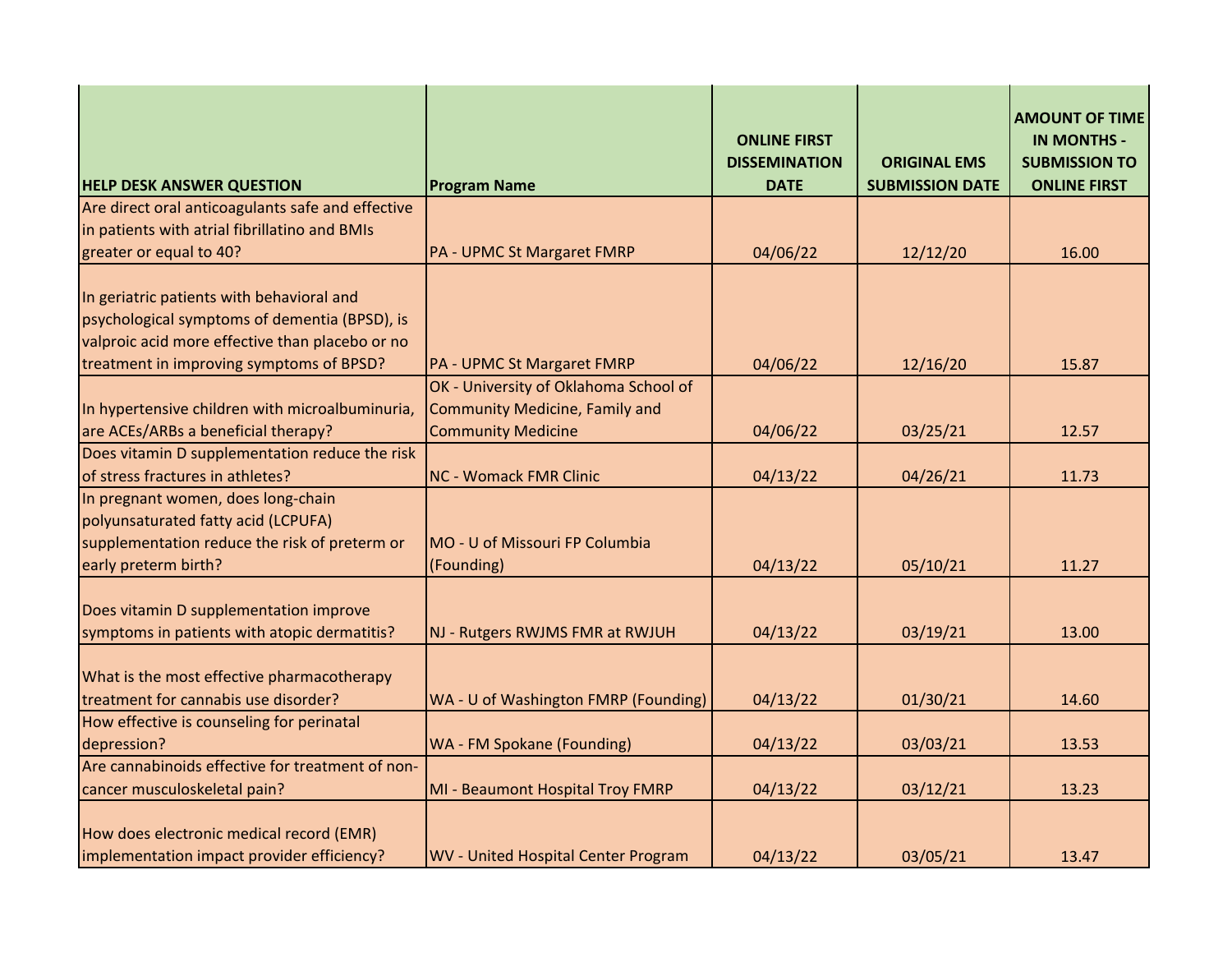| HELP DESK ANSWER QUESTION | Program Name | ONLINE FIRST DISSEMINATION DATE | ORIGINAL EMS SUBMISSION DATE | AMOUNT OF TIME IN MONTHS - SUBMISSION TO ONLINE FIRST |
|---|---|---|---|---|
| Are direct oral anticoagulants safe and effective in patients with atrial fibrillatino and BMIs greater or equal to 40? | PA - UPMC St Margaret FMRP | 04/06/22 | 12/12/20 | 16.00 |
| In geriatric patients with behavioral and psychological symptoms of dementia (BPSD), is valproic acid more effective than placebo or no treatment in improving symptoms of BPSD? | PA - UPMC St Margaret FMRP | 04/06/22 | 12/16/20 | 15.87 |
| In hypertensive children with microalbuminuria, are ACEs/ARBs a beneficial therapy? | OK - University of Oklahoma School of Community Medicine, Family and Community Medicine | 04/06/22 | 03/25/21 | 12.57 |
| Does vitamin D supplementation reduce the risk of stress fractures in athletes? | NC - Womack FMR Clinic | 04/13/22 | 04/26/21 | 11.73 |
| In pregnant women, does long-chain polyunsaturated fatty acid (LCPUFA) supplementation reduce the risk of preterm or early preterm birth? | MO - U of Missouri FP Columbia (Founding) | 04/13/22 | 05/10/21 | 11.27 |
| Does vitamin D supplementation improve symptoms in patients with atopic dermatitis? | NJ - Rutgers RWJMS FMR at RWJUH | 04/13/22 | 03/19/21 | 13.00 |
| What is the most effective pharmacotherapy treatment for cannabis use disorder? | WA - U of Washington FMRP (Founding) | 04/13/22 | 01/30/21 | 14.60 |
| How effective is counseling for perinatal depression? | WA - FM Spokane (Founding) | 04/13/22 | 03/03/21 | 13.53 |
| Are cannabinoids effective for treatment of non-cancer musculoskeletal pain? | MI - Beaumont Hospital Troy FMRP | 04/13/22 | 03/12/21 | 13.23 |
| How does electronic medical record (EMR) implementation impact provider efficiency? | WV - United Hospital Center Program | 04/13/22 | 03/05/21 | 13.47 |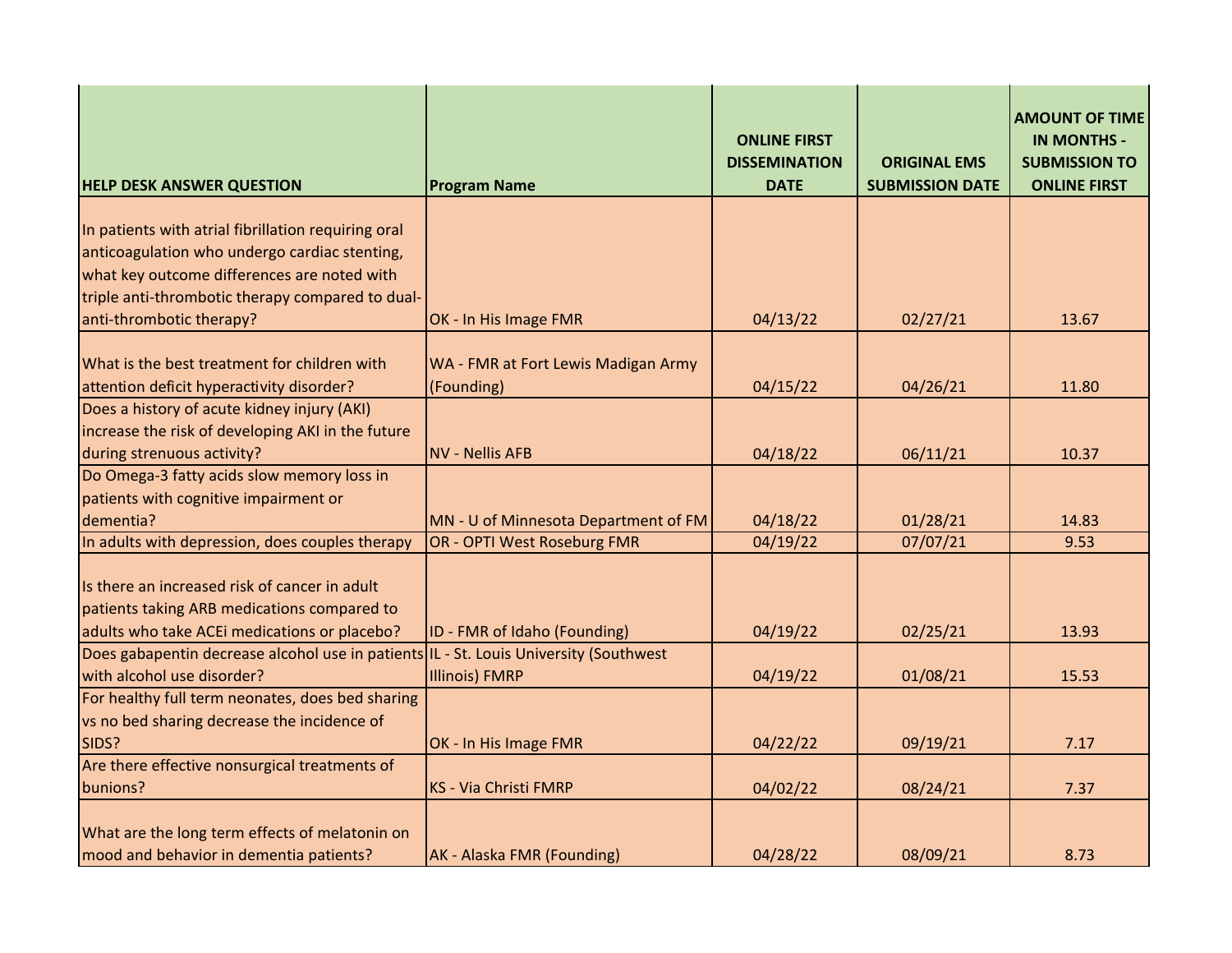| HELP DESK ANSWER QUESTION | Program Name | ONLINE FIRST DISSEMINATION DATE | ORIGINAL EMS SUBMISSION DATE | AMOUNT OF TIME IN MONTHS - SUBMISSION TO ONLINE FIRST |
|---|---|---|---|---|
| In patients with atrial fibrillation requiring oral anticoagulation who undergo cardiac stenting, what key outcome differences are noted with triple anti-thrombotic therapy compared to dual-anti-thrombotic therapy? | OK - In His Image FMR | 04/13/22 | 02/27/21 | 13.67 |
| What is the best treatment for children with attention deficit hyperactivity disorder? | WA - FMR at Fort Lewis Madigan Army (Founding) | 04/15/22 | 04/26/21 | 11.80 |
| Does a history of acute kidney injury (AKI) increase the risk of developing AKI in the future during strenuous activity? | NV - Nellis AFB | 04/18/22 | 06/11/21 | 10.37 |
| Do Omega-3 fatty acids slow memory loss in patients with cognitive impairment or dementia? | MN - U of Minnesota Department of FM | 04/18/22 | 01/28/21 | 14.83 |
| In adults with depression, does couples therapy | OR - OPTI West Roseburg FMR | 04/19/22 | 07/07/21 | 9.53 |
| Is there an increased risk of cancer in adult patients taking ARB medications compared to adults who take ACEi medications or placebo? | ID - FMR of Idaho (Founding) | 04/19/22 | 02/25/21 | 13.93 |
| Does gabapentin decrease alcohol use in patients with alcohol use disorder? | IL - St. Louis University (Southwest Illinois) FMRP | 04/19/22 | 01/08/21 | 15.53 |
| For healthy full term neonates, does bed sharing vs no bed sharing decrease the incidence of SIDS? | OK - In His Image FMR | 04/22/22 | 09/19/21 | 7.17 |
| Are there effective nonsurgical treatments of bunions? | KS - Via Christi FMRP | 04/02/22 | 08/24/21 | 7.37 |
| What are the long term effects of melatonin on mood and behavior in dementia patients? | AK - Alaska FMR (Founding) | 04/28/22 | 08/09/21 | 8.73 |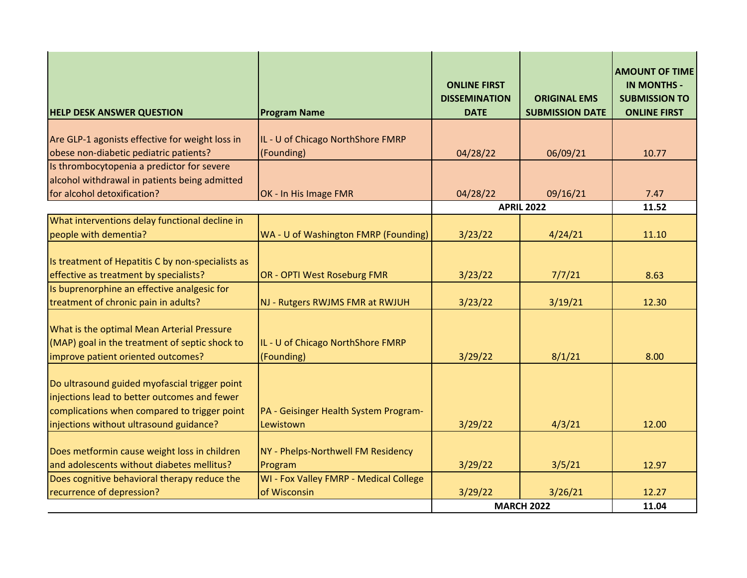| HELP DESK ANSWER QUESTION | Program Name | ONLINE FIRST DISSEMINATION DATE | ORIGINAL EMS SUBMISSION DATE | AMOUNT OF TIME IN MONTHS - SUBMISSION TO ONLINE FIRST |
|---|---|---|---|---|
| Are GLP-1 agonists effective for weight loss in obese non-diabetic pediatric patients? | IL - U of Chicago NorthShore FMRP (Founding) | 04/28/22 | 06/09/21 | 10.77 |
| Is thrombocytopenia a predictor for severe alcohol withdrawal in patients being admitted for alcohol detoxification? | OK - In His Image FMR | 04/28/22 | 09/16/21 | 7.47 |
| | | **APRIL 2022** | | **11.52** |
| What interventions delay functional decline in people with dementia? | WA - U of Washington FMRP (Founding) | 3/23/22 | 4/24/21 | 11.10 |
| Is treatment of Hepatitis C by non-specialists as effective as treatment by specialists? | OR - OPTI West Roseburg FMR | 3/23/22 | 7/7/21 | 8.63 |
| Is buprenorphine an effective analgesic for treatment of chronic pain in adults? | NJ - Rutgers RWJMS FMR at RWJUH | 3/23/22 | 3/19/21 | 12.30 |
| What is the optimal Mean Arterial Pressure (MAP) goal in the treatment of septic shock to improve patient oriented outcomes? | IL - U of Chicago NorthShore FMRP (Founding) | 3/29/22 | 8/1/21 | 8.00 |
| Do ultrasound guided myofascial trigger point injections lead to better outcomes and fewer complications when compared to trigger point injections without ultrasound guidance? | PA - Geisinger Health System Program-Lewistown | 3/29/22 | 4/3/21 | 12.00 |
| Does metformin cause weight loss in children and adolescents without diabetes mellitus? | NY - Phelps-Northwell FM Residency Program | 3/29/22 | 3/5/21 | 12.97 |
| Does cognitive behavioral therapy reduce the recurrence of depression? | WI - Fox Valley FMRP - Medical College of Wisconsin | 3/29/22 | 3/26/21 | 12.27 |
| | | **MARCH 2022** | | **11.04** |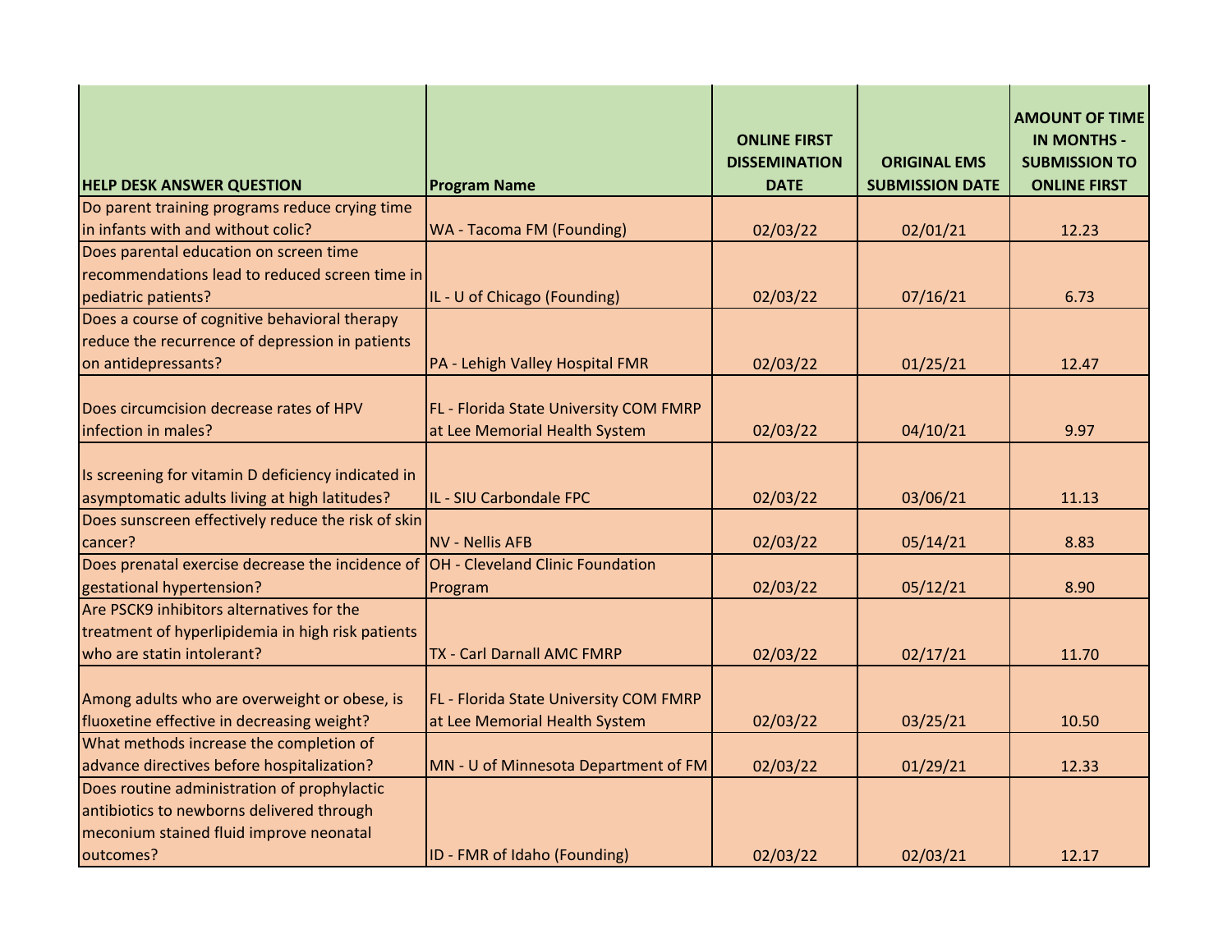| HELP DESK ANSWER QUESTION | Program Name | ONLINE FIRST DISSEMINATION DATE | ORIGINAL EMS SUBMISSION DATE | AMOUNT OF TIME IN MONTHS - SUBMISSION TO ONLINE FIRST |
|---|---|---|---|---|
| Do parent training programs reduce crying time in infants with and without colic? | WA - Tacoma FM (Founding) | 02/03/22 | 02/01/21 | 12.23 |
| Does parental education on screen time recommendations lead to reduced screen time in pediatric patients? | IL - U of Chicago (Founding) | 02/03/22 | 07/16/21 | 6.73 |
| Does a course of cognitive behavioral therapy reduce the recurrence of depression in patients on antidepressants? | PA - Lehigh Valley Hospital FMR | 02/03/22 | 01/25/21 | 12.47 |
| Does circumcision decrease rates of HPV infection in males? | FL - Florida State University COM FMRP at Lee Memorial Health System | 02/03/22 | 04/10/21 | 9.97 |
| Is screening for vitamin D deficiency indicated in asymptomatic adults living at high latitudes? | IL - SIU Carbondale FPC | 02/03/22 | 03/06/21 | 11.13 |
| Does sunscreen effectively reduce the risk of skin cancer? | NV - Nellis AFB | 02/03/22 | 05/14/21 | 8.83 |
| Does prenatal exercise decrease the incidence of gestational hypertension? | OH - Cleveland Clinic Foundation Program | 02/03/22 | 05/12/21 | 8.90 |
| Are PSCK9 inhibitors alternatives for the treatment of hyperlipidemia in high risk patients who are statin intolerant? | TX - Carl Darnall AMC FMRP | 02/03/22 | 02/17/21 | 11.70 |
| Among adults who are overweight or obese, is fluoxetine effective in decreasing weight? | FL - Florida State University COM FMRP at Lee Memorial Health System | 02/03/22 | 03/25/21 | 10.50 |
| What methods increase the completion of advance directives before hospitalization? | MN - U of Minnesota Department of FM | 02/03/22 | 01/29/21 | 12.33 |
| Does routine administration of prophylactic antibiotics to newborns delivered through meconium stained fluid improve neonatal outcomes? | ID - FMR of Idaho (Founding) | 02/03/22 | 02/03/21 | 12.17 |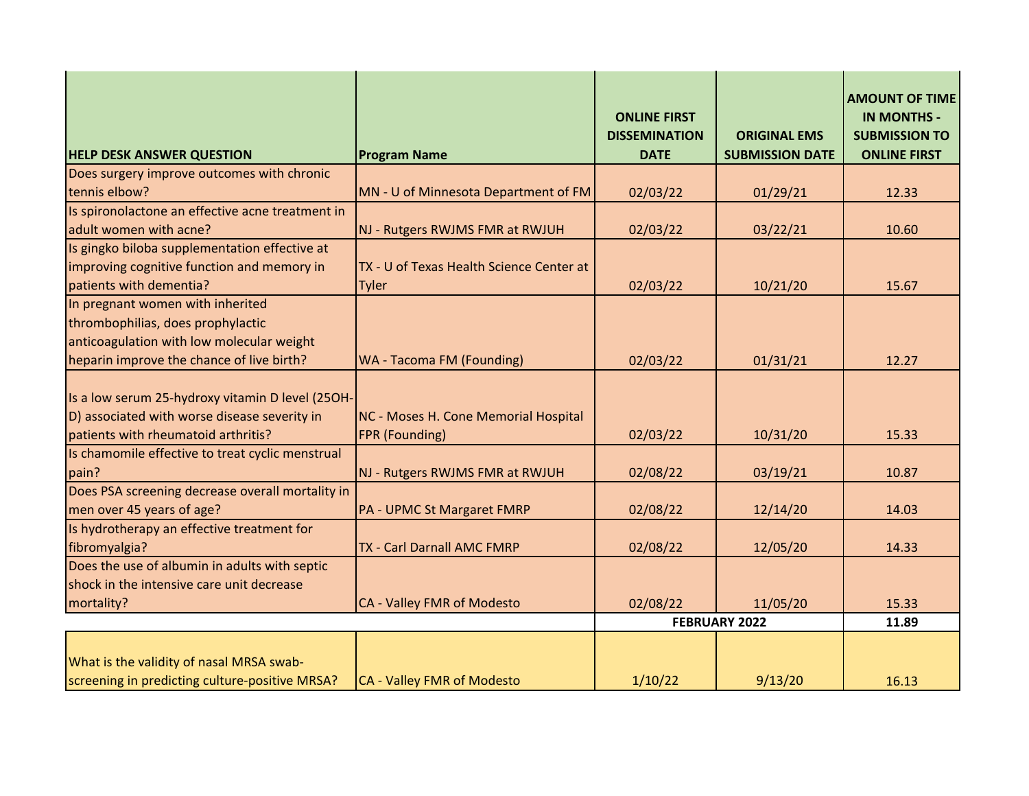| HELP DESK ANSWER QUESTION | Program Name | ONLINE FIRST DISSEMINATION DATE | ORIGINAL EMS SUBMISSION DATE | AMOUNT OF TIME IN MONTHS - SUBMISSION TO ONLINE FIRST |
|---|---|---|---|---|
| Does surgery improve outcomes with chronic tennis elbow? | MN - U of Minnesota Department of FM | 02/03/22 | 01/29/21 | 12.33 |
| Is spironolactone an effective acne treatment in adult women with acne? | NJ - Rutgers RWJMS FMR at RWJUH | 02/03/22 | 03/22/21 | 10.60 |
| Is gingko biloba supplementation effective at improving cognitive function and memory in patients with dementia? | TX - U of Texas Health Science Center at Tyler | 02/03/22 | 10/21/20 | 15.67 |
| In pregnant women with inherited thrombophilias, does prophylactic anticoagulation with low molecular weight heparin improve the chance of live birth? | WA - Tacoma FM (Founding) | 02/03/22 | 01/31/21 | 12.27 |
| Is a low serum 25-hydroxy vitamin D level (25OH-D) associated with worse disease severity in patients with rheumatoid arthritis? | NC - Moses H. Cone Memorial Hospital FPR (Founding) | 02/03/22 | 10/31/20 | 15.33 |
| Is chamomile effective to treat cyclic menstrual pain? | NJ - Rutgers RWJMS FMR at RWJUH | 02/08/22 | 03/19/21 | 10.87 |
| Does PSA screening decrease overall mortality in men over 45 years of age? | PA - UPMC St Margaret FMRP | 02/08/22 | 12/14/20 | 14.03 |
| Is hydrotherapy an effective treatment for fibromyalgia? | TX - Carl Darnall AMC FMRP | 02/08/22 | 12/05/20 | 14.33 |
| Does the use of albumin in adults with septic shock in the intensive care unit decrease mortality? | CA - Valley FMR of Modesto | 02/08/22 | 11/05/20 | 15.33 |
| | | **FEBRUARY 2022** | | **11.89** |
| What is the validity of nasal MRSA swab-screening in predicting culture-positive MRSA? | CA - Valley FMR of Modesto | 1/10/22 | 9/13/20 | 16.13 |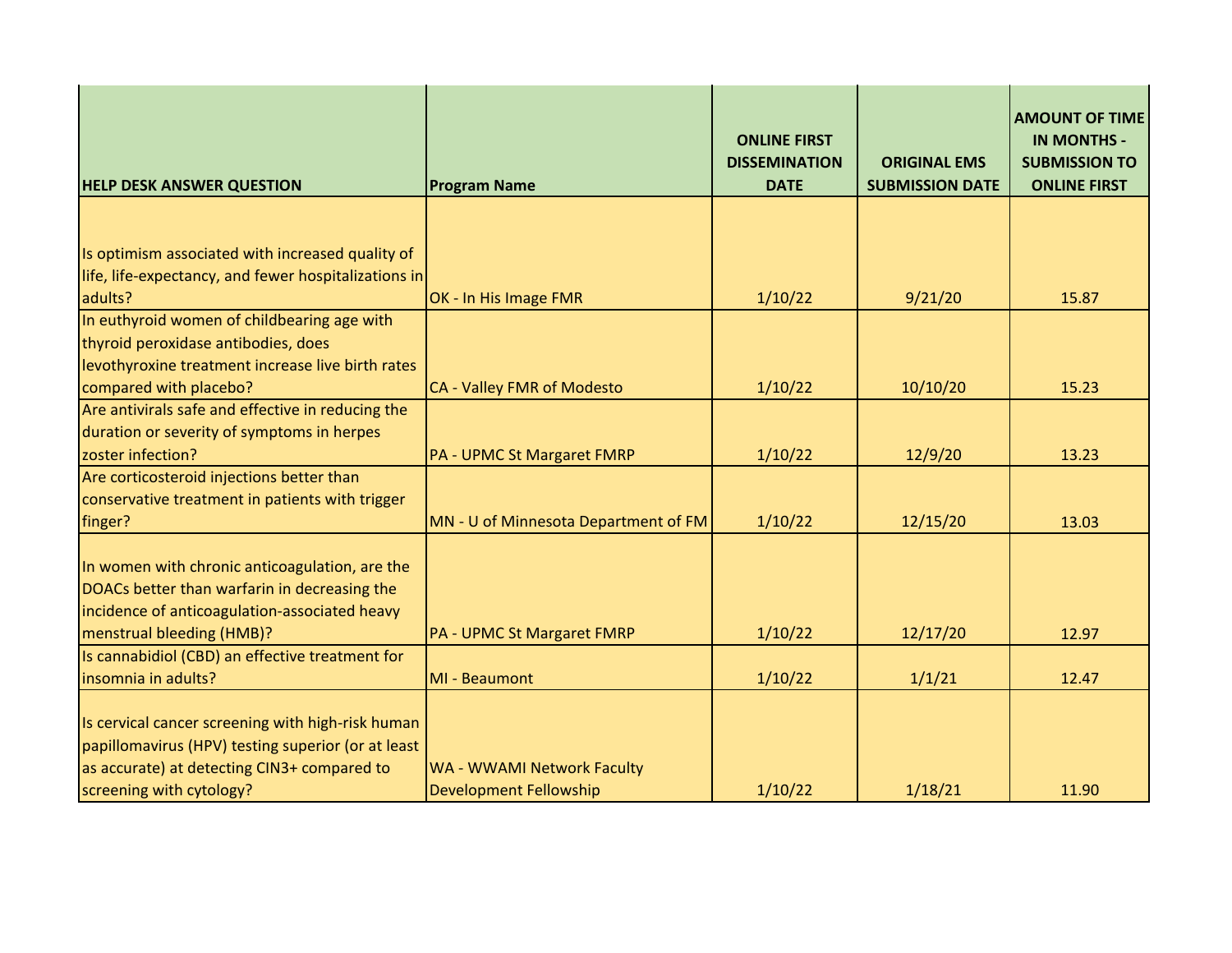| HELP DESK ANSWER QUESTION | Program Name | ONLINE FIRST DISSEMINATION DATE | ORIGINAL EMS SUBMISSION DATE | AMOUNT OF TIME IN MONTHS - SUBMISSION TO ONLINE FIRST |
|---|---|---|---|---|
| Is optimism associated with increased quality of life, life-expectancy, and fewer hospitalizations in adults? | OK - In His Image FMR | 1/10/22 | 9/21/20 | 15.87 |
| In euthyroid women of childbearing age with thyroid peroxidase antibodies, does levothyroxine treatment increase live birth rates compared with placebo? | CA - Valley FMR of Modesto | 1/10/22 | 10/10/20 | 15.23 |
| Are antivirals safe and effective in reducing the duration or severity of symptoms in herpes zoster infection? | PA - UPMC St Margaret FMRP | 1/10/22 | 12/9/20 | 13.23 |
| Are corticosteroid injections better than conservative treatment in patients with trigger finger? | MN - U of Minnesota Department of FM | 1/10/22 | 12/15/20 | 13.03 |
| In women with chronic anticoagulation, are the DOACs better than warfarin in decreasing the incidence of anticoagulation-associated heavy menstrual bleeding (HMB)? | PA - UPMC St Margaret FMRP | 1/10/22 | 12/17/20 | 12.97 |
| Is cannabidiol (CBD) an effective treatment for insomnia in adults? | MI - Beaumont | 1/10/22 | 1/1/21 | 12.47 |
| Is cervical cancer screening with high-risk human papillomavirus (HPV) testing superior (or at least as accurate) at detecting CIN3+ compared to screening with cytology? | WA - WWAMI Network Faculty Development Fellowship | 1/10/22 | 1/18/21 | 11.90 |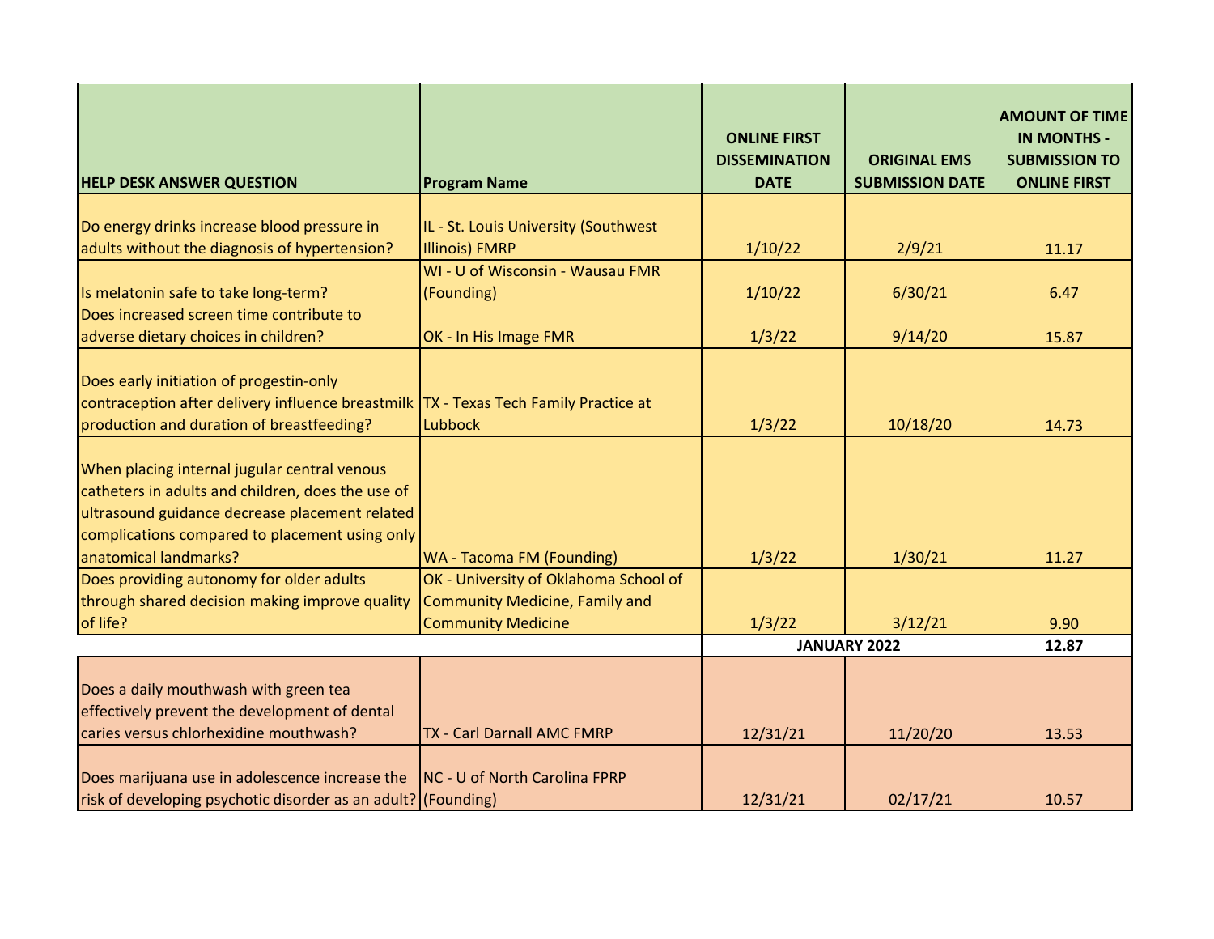| HELP DESK ANSWER QUESTION | Program Name | ONLINE FIRST DISSEMINATION DATE | ORIGINAL EMS SUBMISSION DATE | AMOUNT OF TIME IN MONTHS - SUBMISSION TO ONLINE FIRST |
|---|---|---|---|---|
| Do energy drinks increase blood pressure in adults without the diagnosis of hypertension? | IL - St. Louis University (Southwest Illinois) FMRP | 1/10/22 | 2/9/21 | 11.17 |
| Is melatonin safe to take long-term? | WI - U of Wisconsin - Wausau FMR (Founding) | 1/10/22 | 6/30/21 | 6.47 |
| Does increased screen time contribute to adverse dietary choices in children? | OK - In His Image FMR | 1/3/22 | 9/14/20 | 15.87 |
| Does early initiation of progestin-only contraception after delivery influence breastmilk production and duration of breastfeeding? | TX - Texas Tech Family Practice at Lubbock | 1/3/22 | 10/18/20 | 14.73 |
| When placing internal jugular central venous catheters in adults and children, does the use of ultrasound guidance decrease placement related complications compared to placement using only anatomical landmarks? | WA - Tacoma FM (Founding) | 1/3/22 | 1/30/21 | 11.27 |
| Does providing autonomy for older adults through shared decision making improve quality of life? | OK - University of Oklahoma School of Community Medicine, Family and Community Medicine | 1/3/22 | 3/12/21 | 9.90 |
| | | **JANUARY 2022** | | **12.87** |
| Does a daily mouthwash with green tea effectively prevent the development of dental caries versus chlorhexidine mouthwash? | TX - Carl Darnall AMC FMRP | 12/31/21 | 11/20/20 | 13.53 |
| Does marijuana use in adolescence increase the risk of developing psychotic disorder as an adult? | NC - U of North Carolina FPRP (Founding) | 12/31/21 | 02/17/21 | 10.57 |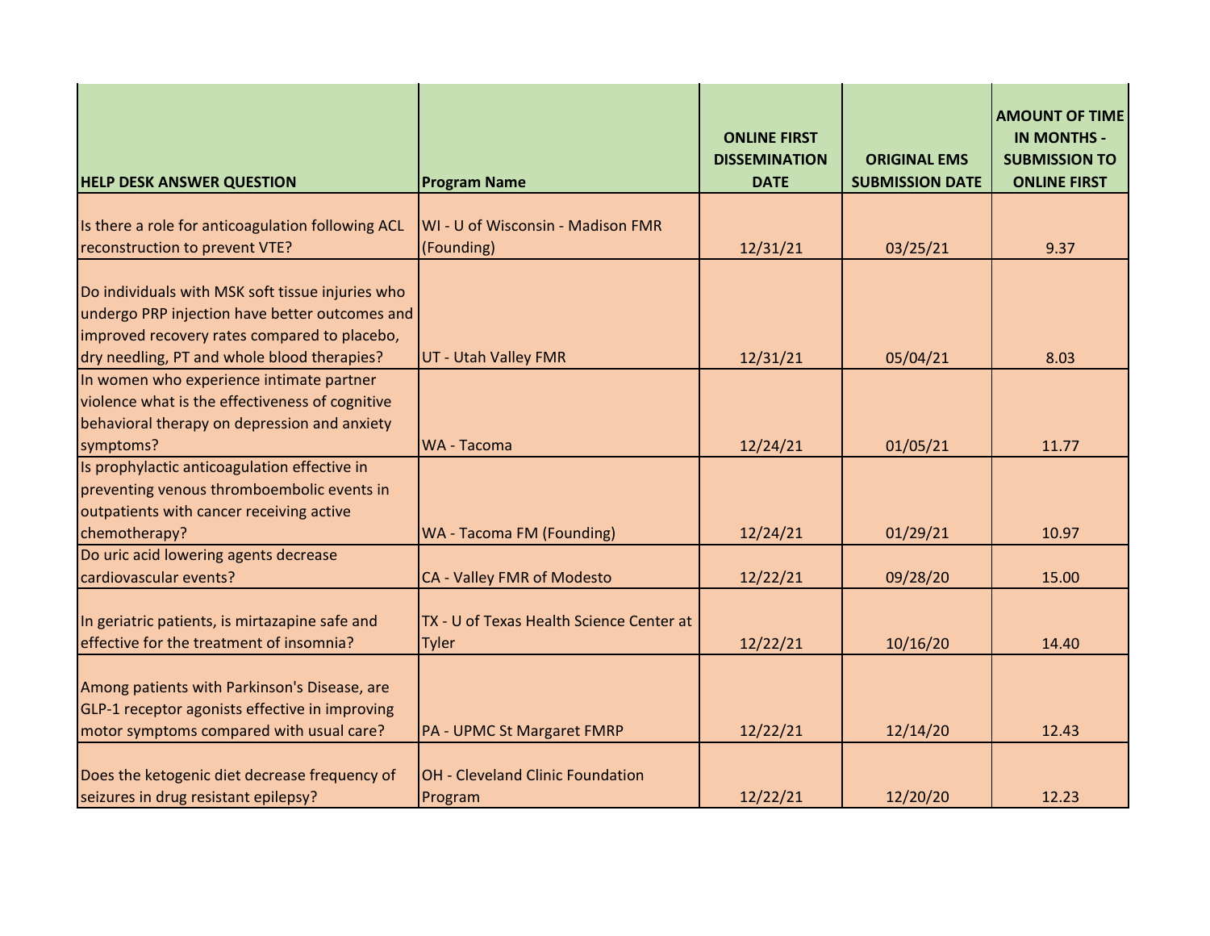| HELP DESK ANSWER QUESTION | Program Name | ONLINE FIRST DISSEMINATION DATE | ORIGINAL EMS SUBMISSION DATE | AMOUNT OF TIME IN MONTHS - SUBMISSION TO ONLINE FIRST |
|---|---|---|---|---|
| Is there a role for anticoagulation following ACL reconstruction to prevent VTE? | WI - U of Wisconsin - Madison FMR (Founding) | 12/31/21 | 03/25/21 | 9.37 |
| Do individuals with MSK soft tissue injuries who undergo PRP injection have better outcomes and improved recovery rates compared to placebo, dry needling, PT and whole blood therapies? | UT - Utah Valley FMR | 12/31/21 | 05/04/21 | 8.03 |
| In women who experience intimate partner violence what is the effectiveness of cognitive behavioral therapy on depression and anxiety symptoms? | WA - Tacoma | 12/24/21 | 01/05/21 | 11.77 |
| Is prophylactic anticoagulation effective in preventing venous thromboembolic events in outpatients with cancer receiving active chemotherapy? | WA - Tacoma FM (Founding) | 12/24/21 | 01/29/21 | 10.97 |
| Do uric acid lowering agents decrease cardiovascular events? | CA - Valley FMR of Modesto | 12/22/21 | 09/28/20 | 15.00 |
| In geriatric patients, is mirtazapine safe and effective for the treatment of insomnia? | TX - U of Texas Health Science Center at Tyler | 12/22/21 | 10/16/20 | 14.40 |
| Among patients with Parkinson's Disease, are GLP-1 receptor agonists effective in improving motor symptoms compared with usual care? | PA - UPMC St Margaret FMRP | 12/22/21 | 12/14/20 | 12.43 |
| Does the ketogenic diet decrease frequency of seizures in drug resistant epilepsy? | OH - Cleveland Clinic Foundation Program | 12/22/21 | 12/20/20 | 12.23 |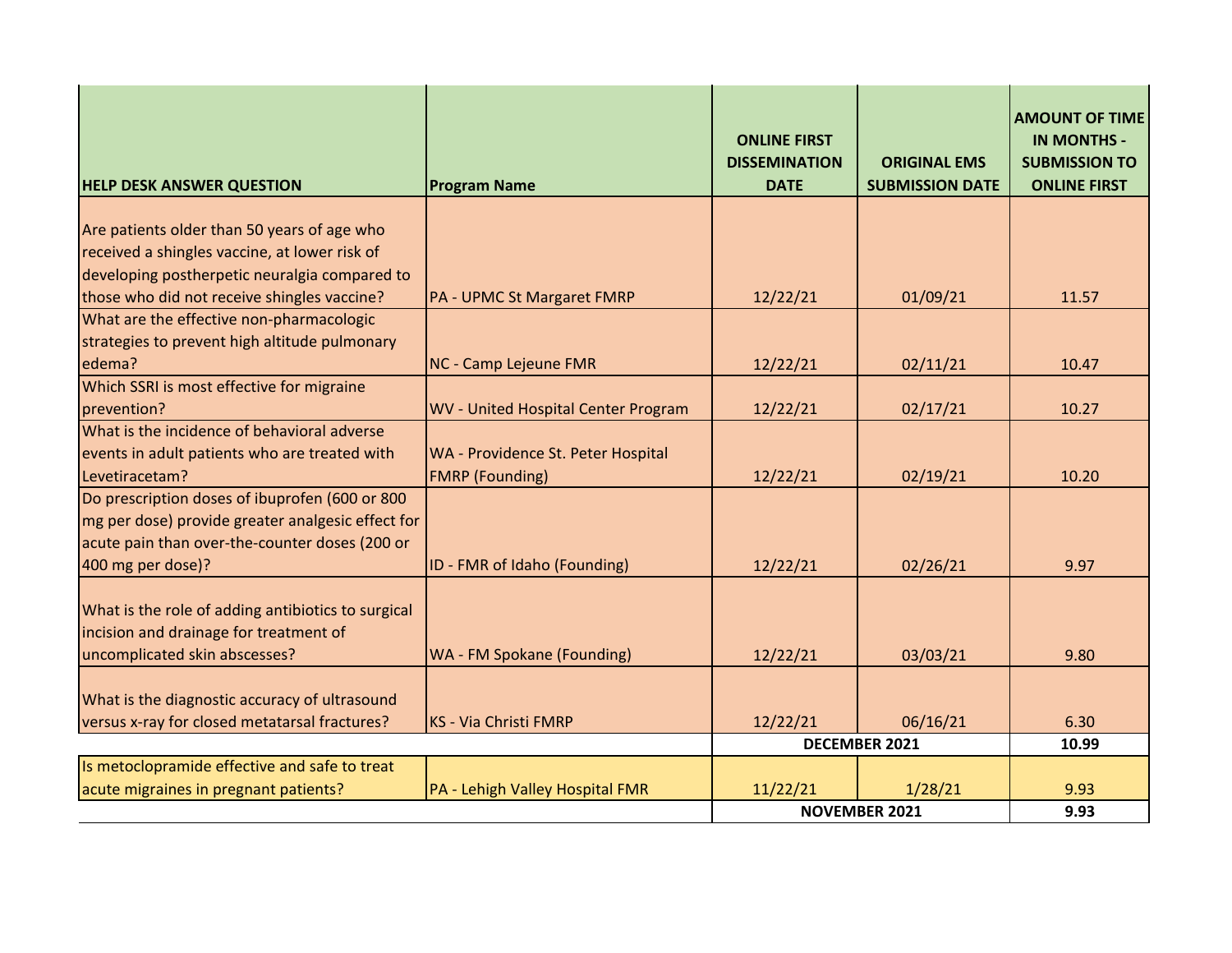| HELP DESK ANSWER QUESTION | Program Name | ONLINE FIRST DISSEMINATION DATE | ORIGINAL EMS SUBMISSION DATE | AMOUNT OF TIME IN MONTHS - SUBMISSION TO ONLINE FIRST |
|---|---|---|---|---|
| Are patients older than 50 years of age who received a shingles vaccine, at lower risk of developing postherpetic neuralgia compared to those who did not receive shingles vaccine? | PA - UPMC St Margaret FMRP | 12/22/21 | 01/09/21 | 11.57 |
| What are the effective non-pharmacologic strategies to prevent high altitude pulmonary edema? | NC - Camp Lejeune FMR | 12/22/21 | 02/11/21 | 10.47 |
| Which SSRI is most effective for migraine prevention? | WV - United Hospital Center Program | 12/22/21 | 02/17/21 | 10.27 |
| What is the incidence of behavioral adverse events in adult patients who are treated with Levetiracetam? | WA - Providence St. Peter Hospital FMRP (Founding) | 12/22/21 | 02/19/21 | 10.20 |
| Do prescription doses of ibuprofen (600 or 800 mg per dose) provide greater analgesic effect for acute pain than over-the-counter doses (200 or 400 mg per dose)? | ID - FMR of Idaho (Founding) | 12/22/21 | 02/26/21 | 9.97 |
| What is the role of adding antibiotics to surgical incision and drainage for treatment of uncomplicated skin abscesses? | WA - FM Spokane (Founding) | 12/22/21 | 03/03/21 | 9.80 |
| What is the diagnostic accuracy of ultrasound versus x-ray for closed metatarsal fractures? | KS - Via Christi FMRP | 12/22/21 | 06/16/21 | 6.30 |
| | | **DECEMBER 2021** | | **10.99** |
| Is metoclopramide effective and safe to treat acute migraines in pregnant patients? | PA - Lehigh Valley Hospital FMR | 11/22/21 | 1/28/21 | 9.93 |
| | | **NOVEMBER 2021** | | **9.93** |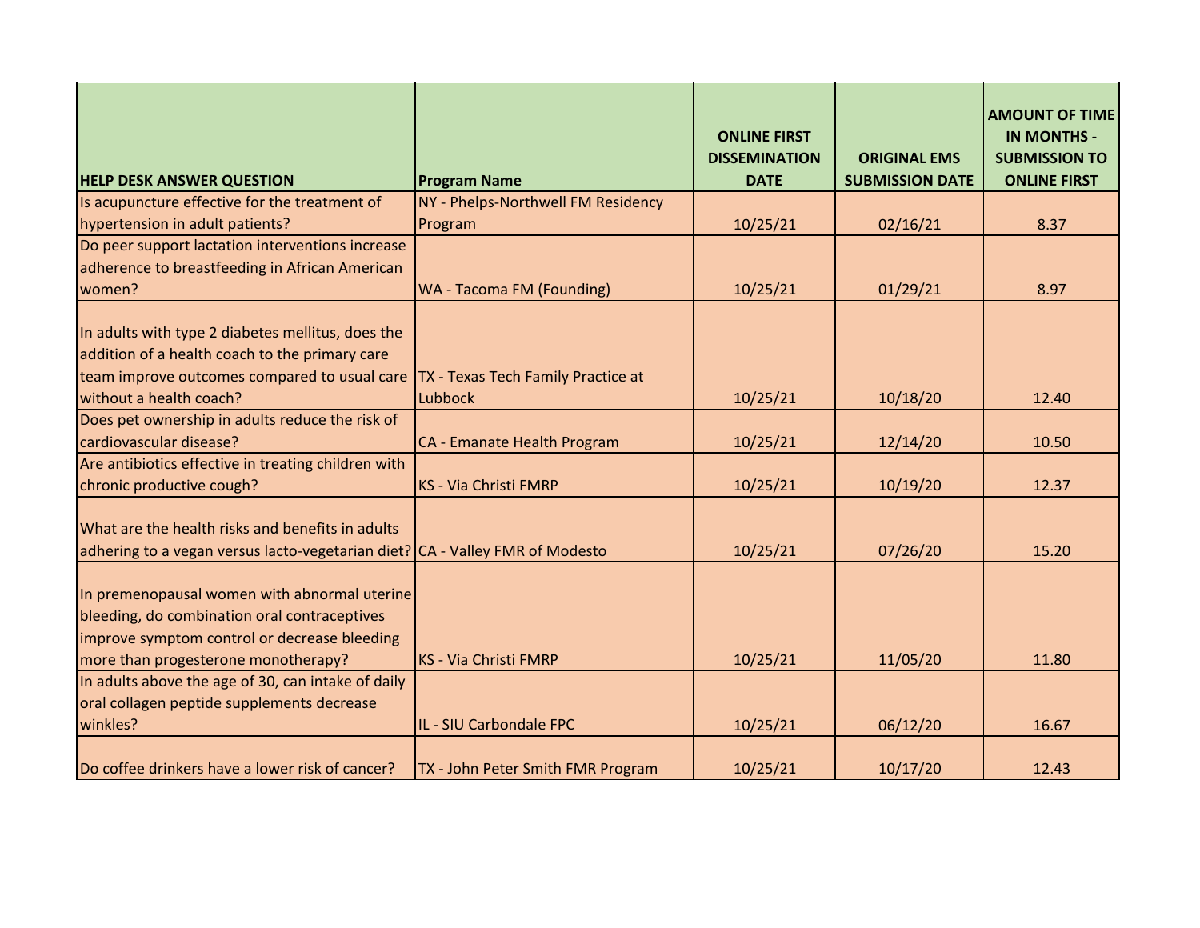| HELP DESK ANSWER QUESTION | Program Name | ONLINE FIRST DISSEMINATION DATE | ORIGINAL EMS SUBMISSION DATE | AMOUNT OF TIME IN MONTHS - SUBMISSION TO ONLINE FIRST |
|---|---|---|---|---|
| Is acupuncture effective for the treatment of hypertension in adult patients? | NY - Phelps-Northwell FM Residency Program | 10/25/21 | 02/16/21 | 8.37 |
| Do peer support lactation interventions increase adherence to breastfeeding in African American women? | WA - Tacoma FM (Founding) | 10/25/21 | 01/29/21 | 8.97 |
| In adults with type 2 diabetes mellitus, does the addition of a health coach to the primary care team improve outcomes compared to usual care without a health coach? | TX - Texas Tech Family Practice at Lubbock | 10/25/21 | 10/18/20 | 12.40 |
| Does pet ownership in adults reduce the risk of cardiovascular disease? | CA - Emanate Health Program | 10/25/21 | 12/14/20 | 10.50 |
| Are antibiotics effective in treating children with chronic productive cough? | KS - Via Christi FMRP | 10/25/21 | 10/19/20 | 12.37 |
| What are the health risks and benefits in adults adhering to a vegan versus lacto-vegetarian diet? | CA - Valley FMR of Modesto | 10/25/21 | 07/26/20 | 15.20 |
| In premenopausal women with abnormal uterine bleeding, do combination oral contraceptives improve symptom control or decrease bleeding more than progesterone monotherapy? | KS - Via Christi FMRP | 10/25/21 | 11/05/20 | 11.80 |
| In adults above the age of 30, can intake of daily oral collagen peptide supplements decrease winkles? | IL - SIU Carbondale FPC | 10/25/21 | 06/12/20 | 16.67 |
| Do coffee drinkers have a lower risk of cancer? | TX - John Peter Smith FMR Program | 10/25/21 | 10/17/20 | 12.43 |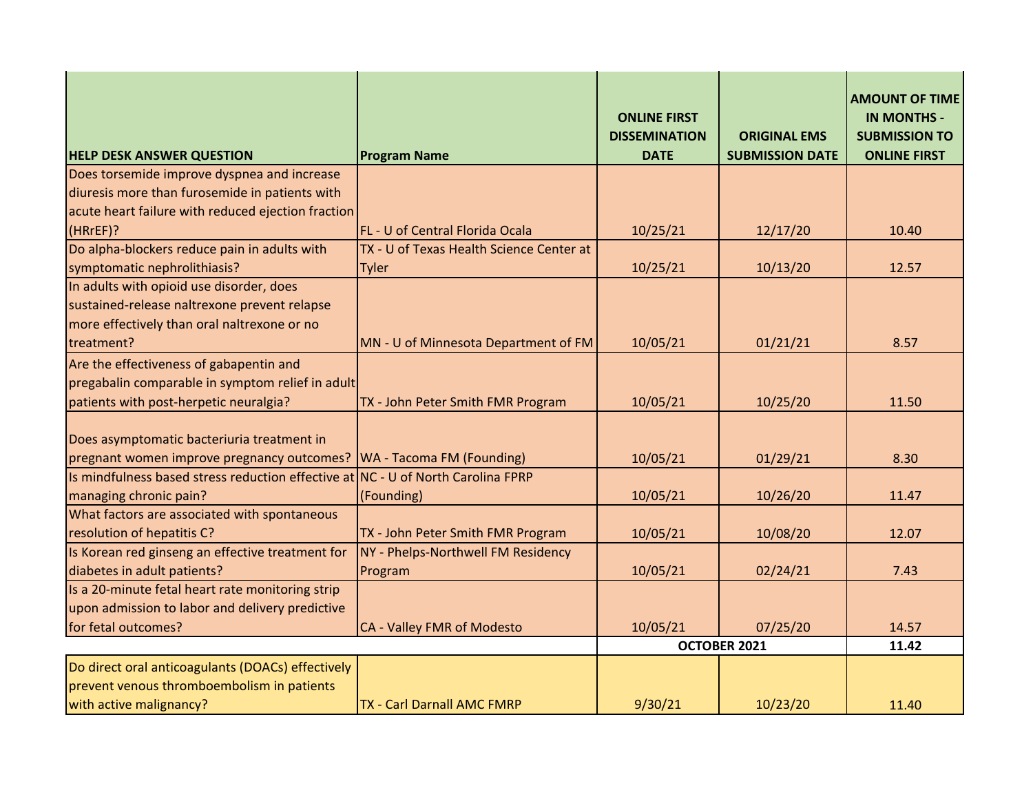| HELP DESK ANSWER QUESTION | Program Name | ONLINE FIRST DISSEMINATION DATE | ORIGINAL EMS SUBMISSION DATE | AMOUNT OF TIME IN MONTHS - SUBMISSION TO ONLINE FIRST |
|---|---|---|---|---|
| Does torsemide improve dyspnea and increase diuresis more than furosemide in patients with acute heart failure with reduced ejection fraction (HRrEF)? | FL - U of Central Florida Ocala | 10/25/21 | 12/17/20 | 10.40 |
| Do alpha-blockers reduce pain in adults with symptomatic nephrolithiasis? | TX - U of Texas Health Science Center at Tyler | 10/25/21 | 10/13/20 | 12.57 |
| In adults with opioid use disorder, does sustained-release naltrexone prevent relapse more effectively than oral naltrexone or no treatment? | MN - U of Minnesota Department of FM | 10/05/21 | 01/21/21 | 8.57 |
| Are the effectiveness of gabapentin and pregabalin comparable in symptom relief in adult patients with post-herpetic neuralgia? | TX - John Peter Smith FMR Program | 10/05/21 | 10/25/20 | 11.50 |
| Does asymptomatic bacteriuria treatment in pregnant women improve pregnancy outcomes? | WA - Tacoma FM (Founding) | 10/05/21 | 01/29/21 | 8.30 |
| Is mindfulness based stress reduction effective at managing chronic pain? | NC - U of North Carolina FPRP (Founding) | 10/05/21 | 10/26/20 | 11.47 |
| What factors are associated with spontaneous resolution of hepatitis C? | TX - John Peter Smith FMR Program | 10/05/21 | 10/08/20 | 12.07 |
| Is Korean red ginseng an effective treatment for diabetes in adult patients? | NY - Phelps-Northwell FM Residency Program | 10/05/21 | 02/24/21 | 7.43 |
| Is a 20-minute fetal heart rate monitoring strip upon admission to labor and delivery predictive for fetal outcomes? | CA - Valley FMR of Modesto | 10/05/21 | 07/25/20 | 14.57 |
| | | **OCTOBER 2021** | | **11.42** |
| Do direct oral anticoagulants (DOACs) effectively prevent venous thromboembolism in patients with active malignancy? | TX - Carl Darnall AMC FMRP | 9/30/21 | 10/23/20 | 11.40 |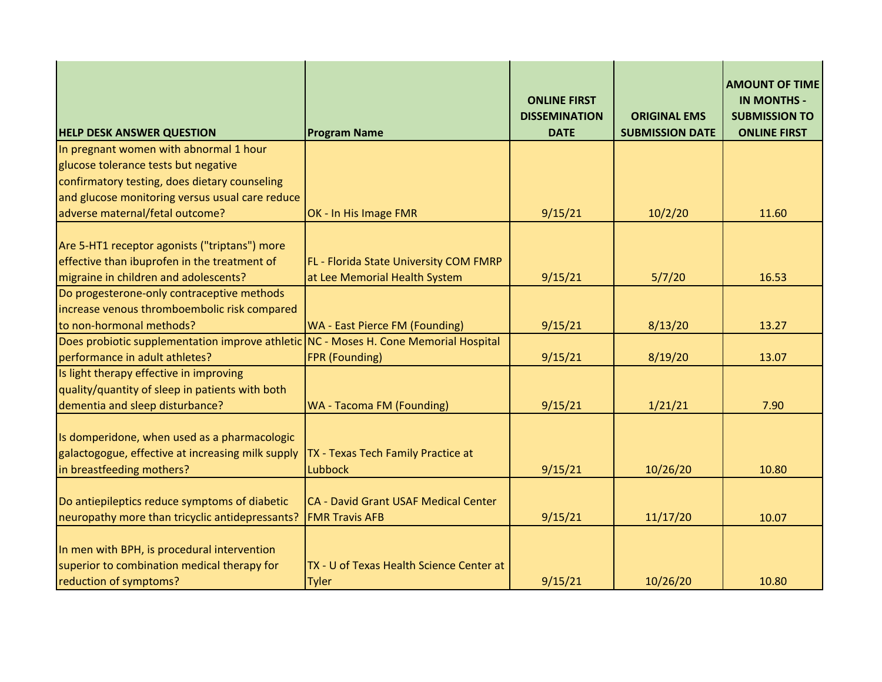| HELP DESK ANSWER QUESTION | Program Name | ONLINE FIRST DISSEMINATION DATE | ORIGINAL EMS SUBMISSION DATE | AMOUNT OF TIME IN MONTHS - SUBMISSION TO ONLINE FIRST |
|---|---|---|---|---|
| In pregnant women with abnormal 1 hour glucose tolerance tests but negative confirmatory testing, does dietary counseling and glucose monitoring versus usual care reduce adverse maternal/fetal outcome? | OK - In His Image FMR | 9/15/21 | 10/2/20 | 11.60 |
| Are 5-HT1 receptor agonists ("triptans") more effective than ibuprofen in the treatment of migraine in children and adolescents? | FL - Florida State University COM FMRP at Lee Memorial Health System | 9/15/21 | 5/7/20 | 16.53 |
| Do progesterone-only contraceptive methods increase venous thromboembolic risk compared to non-hormonal methods? | WA - East Pierce FM (Founding) | 9/15/21 | 8/13/20 | 13.27 |
| Does probiotic supplementation improve athletic performance in adult athletes? | NC - Moses H. Cone Memorial Hospital FPR (Founding) | 9/15/21 | 8/19/20 | 13.07 |
| Is light therapy effective in improving quality/quantity of sleep in patients with both dementia and sleep disturbance? | WA - Tacoma FM (Founding) | 9/15/21 | 1/21/21 | 7.90 |
| Is domperidone, when used as a pharmacologic galactogogue, effective at increasing milk supply in breastfeeding mothers? | TX - Texas Tech Family Practice at Lubbock | 9/15/21 | 10/26/20 | 10.80 |
| Do antiepileptics reduce symptoms of diabetic neuropathy more than tricyclic antidepressants? | CA - David Grant USAF Medical Center FMR Travis AFB | 9/15/21 | 11/17/20 | 10.07 |
| In men with BPH, is procedural intervention superior to combination medical therapy for reduction of symptoms? | TX - U of Texas Health Science Center at Tyler | 9/15/21 | 10/26/20 | 10.80 |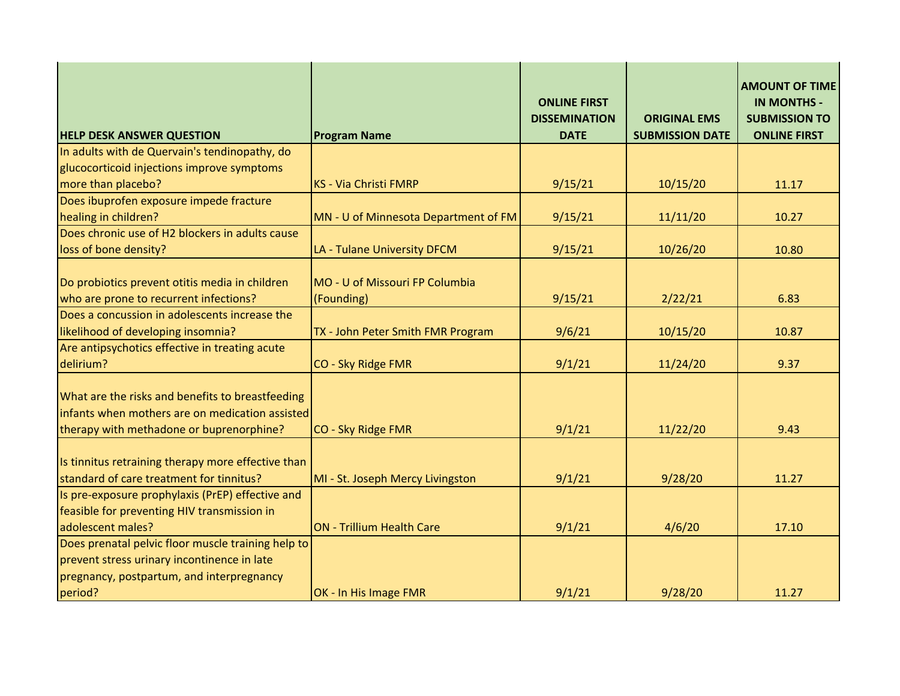| HELP DESK ANSWER QUESTION | Program Name | ONLINE FIRST DISSEMINATION DATE | ORIGINAL EMS SUBMISSION DATE | AMOUNT OF TIME IN MONTHS - SUBMISSION TO ONLINE FIRST |
|---|---|---|---|---|
| In adults with de Quervain's tendinopathy, do glucocorticoid injections improve symptoms more than placebo? | KS - Via Christi FMRP | 9/15/21 | 10/15/20 | 11.17 |
| Does ibuprofen exposure impede fracture healing in children? | MN - U of Minnesota Department of FM | 9/15/21 | 11/11/20 | 10.27 |
| Does chronic use of H2 blockers in adults cause loss of bone density? | LA - Tulane University DFCM | 9/15/21 | 10/26/20 | 10.80 |
| Do probiotics prevent otitis media in children who are prone to recurrent infections? | MO - U of Missouri FP Columbia (Founding) | 9/15/21 | 2/22/21 | 6.83 |
| Does a concussion in adolescents increase the likelihood of developing insomnia? | TX - John Peter Smith FMR Program | 9/6/21 | 10/15/20 | 10.87 |
| Are antipsychotics effective in treating acute delirium? | CO - Sky Ridge FMR | 9/1/21 | 11/24/20 | 9.37 |
| What are the risks and benefits to breastfeeding infants when mothers are on medication assisted therapy with methadone or buprenorphine? | CO - Sky Ridge FMR | 9/1/21 | 11/22/20 | 9.43 |
| Is tinnitus retraining therapy more effective than standard of care treatment for tinnitus? | MI - St. Joseph Mercy Livingston | 9/1/21 | 9/28/20 | 11.27 |
| Is pre-exposure prophylaxis (PrEP) effective and feasible for preventing HIV transmission in adolescent males? | ON - Trillium Health Care | 9/1/21 | 4/6/20 | 17.10 |
| Does prenatal pelvic floor muscle training help to prevent stress urinary incontinence in late pregnancy, postpartum, and interpregnancy period? | OK - In His Image FMR | 9/1/21 | 9/28/20 | 11.27 |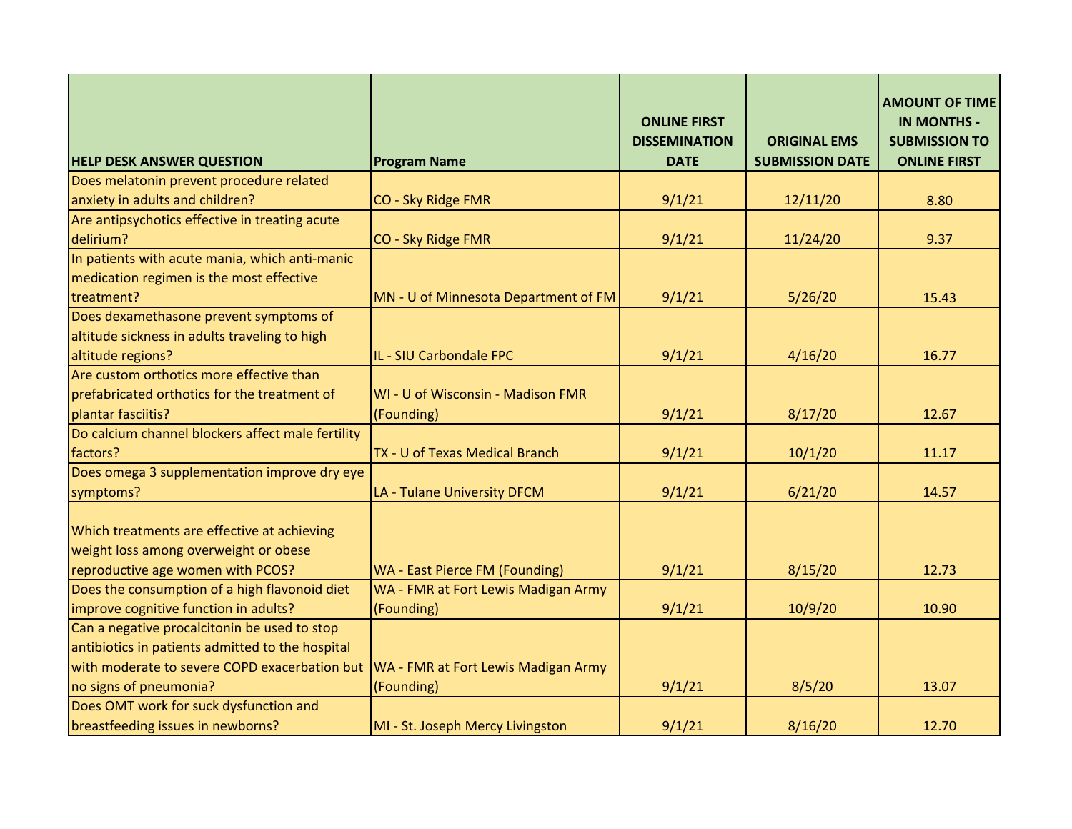| HELP DESK ANSWER QUESTION | Program Name | ONLINE FIRST DISSEMINATION DATE | ORIGINAL EMS SUBMISSION DATE | AMOUNT OF TIME IN MONTHS - SUBMISSION TO ONLINE FIRST |
|---|---|---|---|---|
| Does melatonin prevent procedure related anxiety in adults and children? | CO - Sky Ridge FMR | 9/1/21 | 12/11/20 | 8.80 |
| Are antipsychotics effective in treating acute delirium? | CO - Sky Ridge FMR | 9/1/21 | 11/24/20 | 9.37 |
| In patients with acute mania, which anti-manic medication regimen is the most effective treatment? | MN - U of Minnesota Department of FM | 9/1/21 | 5/26/20 | 15.43 |
| Does dexamethasone prevent symptoms of altitude sickness in adults traveling to high altitude regions? | IL - SIU Carbondale FPC | 9/1/21 | 4/16/20 | 16.77 |
| Are custom orthotics more effective than prefabricated orthotics for the treatment of plantar fasciitis? | WI - U of Wisconsin - Madison FMR (Founding) | 9/1/21 | 8/17/20 | 12.67 |
| Do calcium channel blockers affect male fertility factors? | TX - U of Texas Medical Branch | 9/1/21 | 10/1/20 | 11.17 |
| Does omega 3 supplementation improve dry eye symptoms? | LA - Tulane University DFCM | 9/1/21 | 6/21/20 | 14.57 |
| Which treatments are effective at achieving weight loss among overweight or obese reproductive age women with PCOS? | WA - East Pierce FM (Founding) | 9/1/21 | 8/15/20 | 12.73 |
| Does the consumption of a high flavonoid diet improve cognitive function in adults? | WA - FMR at Fort Lewis Madigan Army (Founding) | 9/1/21 | 10/9/20 | 10.90 |
| Can a negative procalcitonin be used to stop antibiotics in patients admitted to the hospital with moderate to severe COPD exacerbation but no signs of pneumonia? | WA - FMR at Fort Lewis Madigan Army (Founding) | 9/1/21 | 8/5/20 | 13.07 |
| Does OMT work for suck dysfunction and breastfeeding issues in newborns? | MI - St. Joseph Mercy Livingston | 9/1/21 | 8/16/20 | 12.70 |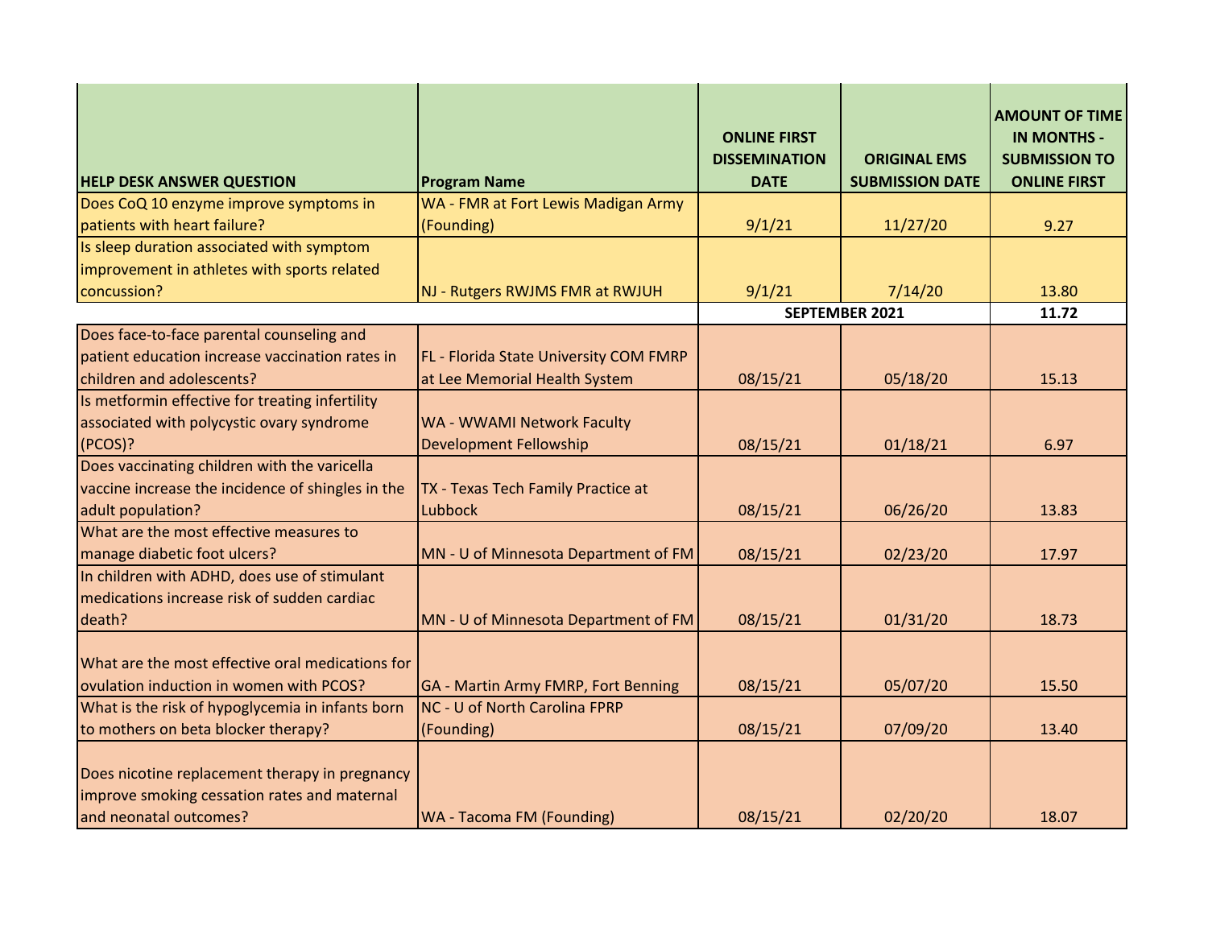| HELP DESK ANSWER QUESTION | Program Name | ONLINE FIRST DISSEMINATION DATE | ORIGINAL EMS SUBMISSION DATE | AMOUNT OF TIME IN MONTHS - SUBMISSION TO ONLINE FIRST |
|---|---|---|---|---|
| Does CoQ 10 enzyme improve symptoms in patients with heart failure? | WA - FMR at Fort Lewis Madigan Army (Founding) | 9/1/21 | 11/27/20 | 9.27 |
| Is sleep duration associated with symptom improvement in athletes with sports related concussion? | NJ - Rutgers RWJMS FMR at RWJUH | 9/1/21 | 7/14/20 | 13.80 |
| | | SEPTEMBER 2021 | | 11.72 |
| Does face-to-face parental counseling and patient education increase vaccination rates in children and adolescents? | FL - Florida State University COM FMRP at Lee Memorial Health System | 08/15/21 | 05/18/20 | 15.13 |
| Is metformin effective for treating infertility associated with polycystic ovary syndrome (PCOS)? | WA - WWAMI Network Faculty Development Fellowship | 08/15/21 | 01/18/21 | 6.97 |
| Does vaccinating children with the varicella vaccine increase the incidence of shingles in the adult population? | TX - Texas Tech Family Practice at Lubbock | 08/15/21 | 06/26/20 | 13.83 |
| What are the most effective measures to manage diabetic foot ulcers? | MN - U of Minnesota Department of FM | 08/15/21 | 02/23/20 | 17.97 |
| In children with ADHD, does use of stimulant medications increase risk of sudden cardiac death? | MN - U of Minnesota Department of FM | 08/15/21 | 01/31/20 | 18.73 |
| What are the most effective oral medications for ovulation induction in women with PCOS? | GA - Martin Army FMRP, Fort Benning | 08/15/21 | 05/07/20 | 15.50 |
| What is the risk of hypoglycemia in infants born to mothers on beta blocker therapy? | NC - U of North Carolina FPRP (Founding) | 08/15/21 | 07/09/20 | 13.40 |
| Does nicotine replacement therapy in pregnancy improve smoking cessation rates and maternal and neonatal outcomes? | WA - Tacoma FM (Founding) | 08/15/21 | 02/20/20 | 18.07 |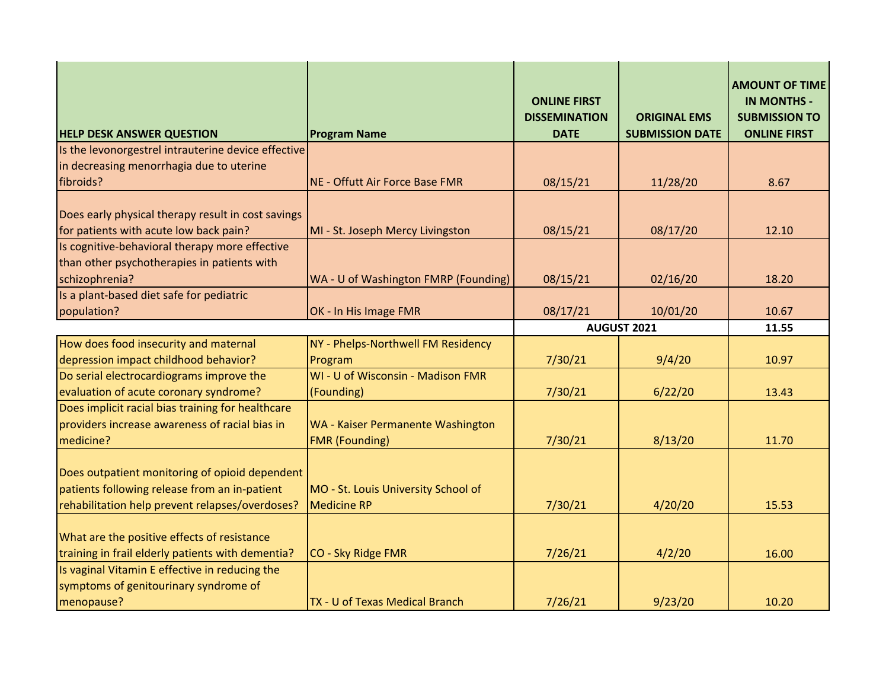| HELP DESK ANSWER QUESTION | Program Name | ONLINE FIRST DISSEMINATION DATE | ORIGINAL EMS SUBMISSION DATE | AMOUNT OF TIME IN MONTHS - SUBMISSION TO ONLINE FIRST |
|---|---|---|---|---|
| Is the levonorgestrel intrauterine device effective in decreasing menorrhagia due to uterine fibroids? | NE - Offutt Air Force Base FMR | 08/15/21 | 11/28/20 | 8.67 |
| Does early physical therapy result in cost savings for patients with acute low back pain? | MI - St. Joseph Mercy Livingston | 08/15/21 | 08/17/20 | 12.10 |
| Is cognitive-behavioral therapy more effective than other psychotherapies in patients with schizophrenia? | WA - U of Washington FMRP (Founding) | 08/15/21 | 02/16/20 | 18.20 |
| Is a plant-based diet safe for pediatric population? | OK - In His Image FMR | 08/17/21 | 10/01/20 | 10.67 |
| | | **AUGUST 2021** | | **11.55** |
| How does food insecurity and maternal depression impact childhood behavior? | NY - Phelps-Northwell FM Residency Program | 7/30/21 | 9/4/20 | 10.97 |
| Do serial electrocardiograms improve the evaluation of acute coronary syndrome? | WI - U of Wisconsin - Madison FMR (Founding) | 7/30/21 | 6/22/20 | 13.43 |
| Does implicit racial bias training for healthcare providers increase awareness of racial bias in medicine? | WA - Kaiser Permanente Washington FMR (Founding) | 7/30/21 | 8/13/20 | 11.70 |
| Does outpatient monitoring of opioid dependent patients following release from an in-patient rehabilitation help prevent relapses/overdoses? | MO - St. Louis University School of Medicine RP | 7/30/21 | 4/20/20 | 15.53 |
| What are the positive effects of resistance training in frail elderly patients with dementia? | CO - Sky Ridge FMR | 7/26/21 | 4/2/20 | 16.00 |
| Is vaginal Vitamin E effective in reducing the symptoms of genitourinary syndrome of menopause? | TX - U of Texas Medical Branch | 7/26/21 | 9/23/20 | 10.20 |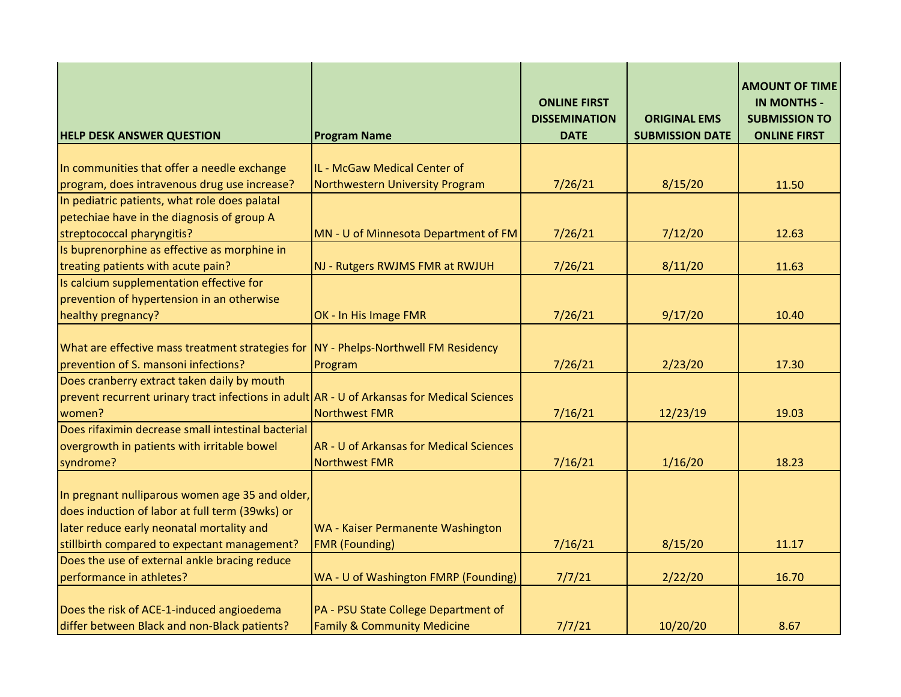| HELP DESK ANSWER QUESTION | Program Name | ONLINE FIRST DISSEMINATION DATE | ORIGINAL EMS SUBMISSION DATE | AMOUNT OF TIME IN MONTHS - SUBMISSION TO ONLINE FIRST |
|---|---|---|---|---|
| In communities that offer a needle exchange program, does intravenous drug use increase? | IL - McGaw Medical Center of Northwestern University Program | 7/26/21 | 8/15/20 | 11.50 |
| In pediatric patients, what role does palatal petechiae have in the diagnosis of group A streptococcal pharyngitis? | MN - U of Minnesota Department of FM | 7/26/21 | 7/12/20 | 12.63 |
| Is buprenorphine as effective as morphine in treating patients with acute pain? | NJ - Rutgers RWJMS FMR at RWJUH | 7/26/21 | 8/11/20 | 11.63 |
| Is calcium supplementation effective for prevention of hypertension in an otherwise healthy pregnancy? | OK - In His Image FMR | 7/26/21 | 9/17/20 | 10.40 |
| What are effective mass treatment strategies for prevention of S. mansoni infections? | NY - Phelps-Northwell FM Residency Program | 7/26/21 | 2/23/20 | 17.30 |
| Does cranberry extract taken daily by mouth prevent recurrent urinary tract infections in adult women? | AR - U of Arkansas for Medical Sciences Northwest FMR | 7/16/21 | 12/23/19 | 19.03 |
| Does rifaximin decrease small intestinal bacterial overgrowth in patients with irritable bowel syndrome? | AR - U of Arkansas for Medical Sciences Northwest FMR | 7/16/21 | 1/16/20 | 18.23 |
| In pregnant nulliparous women age 35 and older, does induction of labor at full term (39wks) or later reduce early neonatal mortality and stillbirth compared to expectant management? | WA - Kaiser Permanente Washington FMR (Founding) | 7/16/21 | 8/15/20 | 11.17 |
| Does the use of external ankle bracing reduce performance in athletes? | WA - U of Washington FMRP (Founding) | 7/7/21 | 2/22/20 | 16.70 |
| Does the risk of ACE-1-induced angioedema differ between Black and non-Black patients? | PA - PSU State College Department of Family & Community Medicine | 7/7/21 | 10/20/20 | 8.67 |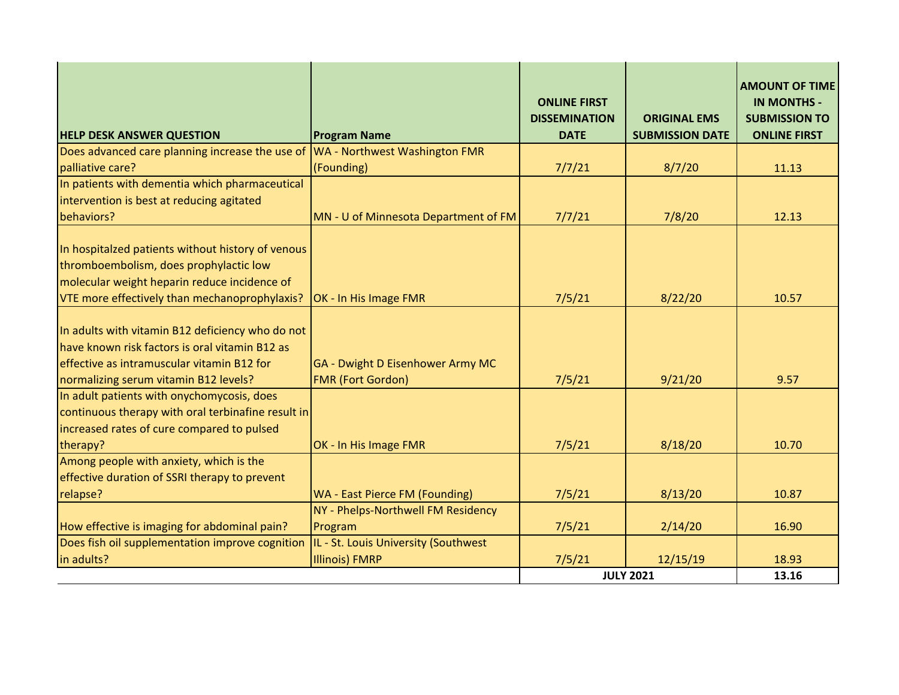| HELP DESK ANSWER QUESTION | Program Name | ONLINE FIRST DISSEMINATION DATE | ORIGINAL EMS SUBMISSION DATE | AMOUNT OF TIME IN MONTHS - SUBMISSION TO ONLINE FIRST |
|---|---|---|---|---|
| Does advanced care planning increase the use of palliative care? | WA - Northwest Washington FMR (Founding) | 7/7/21 | 8/7/20 | 11.13 |
| In patients with dementia which pharmaceutical intervention is best at reducing agitated behaviors? | MN - U of Minnesota Department of FM | 7/7/21 | 7/8/20 | 12.13 |
| In hospitalzed patients without history of venous thromboembolism, does prophylactic low molecular weight heparin reduce incidence of VTE more effectively than mechanoprophylaxis? | OK - In His Image FMR | 7/5/21 | 8/22/20 | 10.57 |
| In adults with vitamin B12 deficiency who do not have known risk factors is oral vitamin B12 as effective as intramuscular vitamin B12 for normalizing serum vitamin B12 levels? | GA - Dwight D Eisenhower Army MC FMR (Fort Gordon) | 7/5/21 | 9/21/20 | 9.57 |
| In adult patients with onychomycosis, does continuous therapy with oral terbinafine result in increased rates of cure compared to pulsed therapy? | OK - In His Image FMR | 7/5/21 | 8/18/20 | 10.70 |
| Among people with anxiety, which is the effective duration of SSRI therapy to prevent relapse? | WA - East Pierce FM (Founding) | 7/5/21 | 8/13/20 | 10.87 |
| How effective is imaging for abdominal pain? | NY - Phelps-Northwell FM Residency Program | 7/5/21 | 2/14/20 | 16.90 |
| Does fish oil supplementation improve cognition in adults? | IL - St. Louis University (Southwest Illinois) FMRP | 7/5/21 | 12/15/19 | 18.93 |
| | | JULY 2021 | | 13.16 |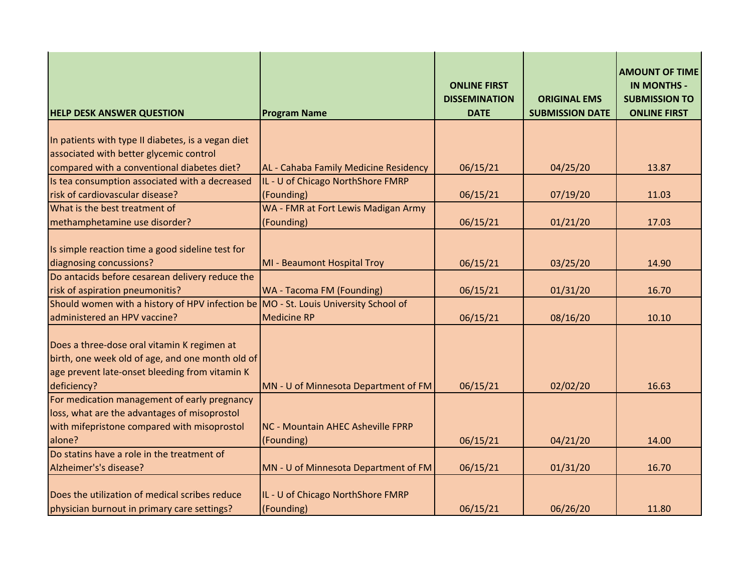| HELP DESK ANSWER QUESTION | Program Name | ONLINE FIRST DISSEMINATION DATE | ORIGINAL EMS SUBMISSION DATE | AMOUNT OF TIME IN MONTHS - SUBMISSION TO ONLINE FIRST |
|---|---|---|---|---|
| In patients with type II diabetes, is a vegan diet associated with better glycemic control compared with a conventional diabetes diet? | AL - Cahaba Family Medicine Residency | 06/15/21 | 04/25/20 | 13.87 |
| Is tea consumption associated with a decreased risk of cardiovascular disease? | IL - U of Chicago NorthShore FMRP (Founding) | 06/15/21 | 07/19/20 | 11.03 |
| What is the best treatment of methamphetamine use disorder? | WA - FMR at Fort Lewis Madigan Army (Founding) | 06/15/21 | 01/21/20 | 17.03 |
| Is simple reaction time a good sideline test for diagnosing concussions? | MI - Beaumont Hospital Troy | 06/15/21 | 03/25/20 | 14.90 |
| Do antacids before cesarean delivery reduce the risk of aspiration pneumonitis? | WA - Tacoma FM (Founding) | 06/15/21 | 01/31/20 | 16.70 |
| Should women with a history of HPV infection be administered an HPV vaccine? | MO - St. Louis University School of Medicine RP | 06/15/21 | 08/16/20 | 10.10 |
| Does a three-dose oral vitamin K regimen at birth, one week old of age, and one month old of age prevent late-onset bleeding from vitamin K deficiency? | MN - U of Minnesota Department of FM | 06/15/21 | 02/02/20 | 16.63 |
| For medication management of early pregnancy loss, what are the advantages of misoprostol with mifepristone compared with misoprostol alone? | NC - Mountain AHEC Asheville FPRP (Founding) | 06/15/21 | 04/21/20 | 14.00 |
| Do statins have a role in the treatment of Alzheimer's's disease? | MN - U of Minnesota Department of FM | 06/15/21 | 01/31/20 | 16.70 |
| Does the utilization of medical scribes reduce physician burnout in primary care settings? | IL - U of Chicago NorthShore FMRP (Founding) | 06/15/21 | 06/26/20 | 11.80 |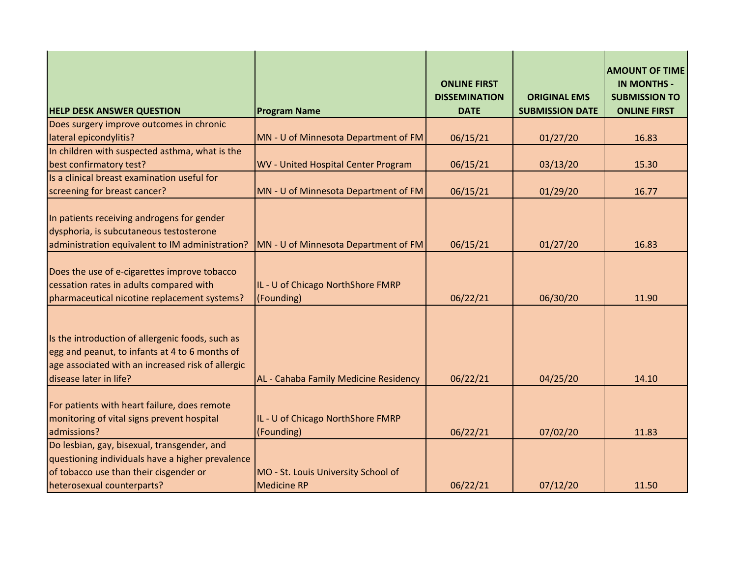| HELP DESK ANSWER QUESTION | Program Name | ONLINE FIRST DISSEMINATION DATE | ORIGINAL EMS SUBMISSION DATE | AMOUNT OF TIME IN MONTHS - SUBMISSION TO ONLINE FIRST |
|---|---|---|---|---|
| Does surgery improve outcomes in chronic lateral epicondylitis? | MN - U of Minnesota Department of FM | 06/15/21 | 01/27/20 | 16.83 |
| In children with suspected asthma, what is the best confirmatory test? | WV - United Hospital Center Program | 06/15/21 | 03/13/20 | 15.30 |
| Is a clinical breast examination useful for screening for breast cancer? | MN - U of Minnesota Department of FM | 06/15/21 | 01/29/20 | 16.77 |
| In patients receiving androgens for gender dysphoria, is subcutaneous testosterone administration equivalent to IM administration? | MN - U of Minnesota Department of FM | 06/15/21 | 01/27/20 | 16.83 |
| Does the use of e-cigarettes improve tobacco cessation rates in adults compared with pharmaceutical nicotine replacement systems? | IL - U of Chicago NorthShore FMRP (Founding) | 06/22/21 | 06/30/20 | 11.90 |
| Is the introduction of allergenic foods, such as egg and peanut, to infants at 4 to 6 months of age associated with an increased risk of allergic disease later in life? | AL - Cahaba Family Medicine Residency | 06/22/21 | 04/25/20 | 14.10 |
| For patients with heart failure, does remote monitoring of vital signs prevent hospital admissions? | IL - U of Chicago NorthShore FMRP (Founding) | 06/22/21 | 07/02/20 | 11.83 |
| Do lesbian, gay, bisexual, transgender, and questioning individuals have a higher prevalence of tobacco use than their cisgender or heterosexual counterparts? | MO - St. Louis University School of Medicine RP | 06/22/21 | 07/12/20 | 11.50 |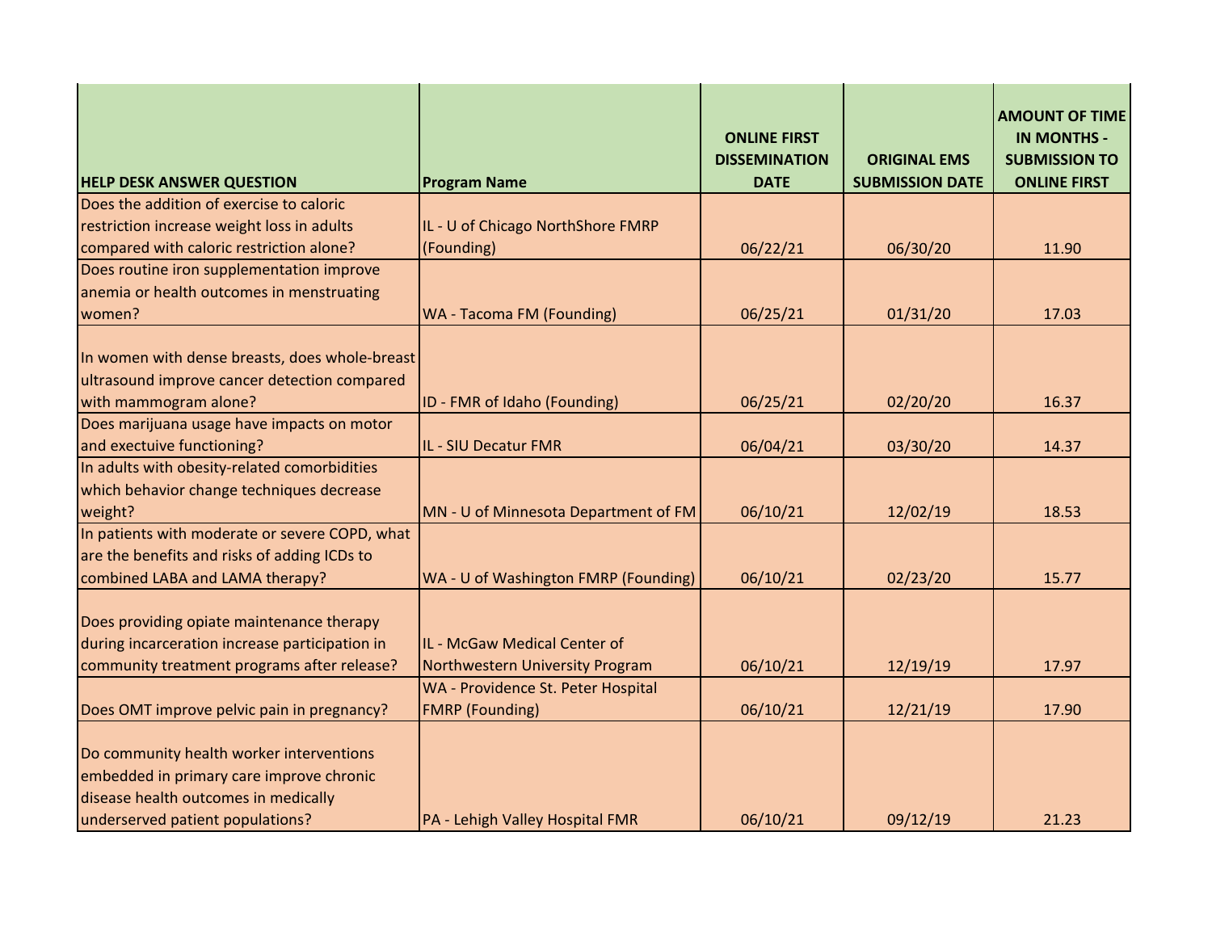| HELP DESK ANSWER QUESTION | Program Name | ONLINE FIRST DISSEMINATION DATE | ORIGINAL EMS SUBMISSION DATE | AMOUNT OF TIME IN MONTHS - SUBMISSION TO ONLINE FIRST |
|---|---|---|---|---|
| Does the addition of exercise to caloric restriction increase weight loss in adults compared with caloric restriction alone? | IL - U of Chicago NorthShore FMRP (Founding) | 06/22/21 | 06/30/20 | 11.90 |
| Does routine iron supplementation improve anemia or health outcomes in menstruating women? | WA - Tacoma FM (Founding) | 06/25/21 | 01/31/20 | 17.03 |
| In women with dense breasts, does whole-breast ultrasound improve cancer detection compared with mammogram alone? | ID - FMR of Idaho (Founding) | 06/25/21 | 02/20/20 | 16.37 |
| Does marijuana usage have impacts on motor and exectuive functioning? | IL - SIU Decatur FMR | 06/04/21 | 03/30/20 | 14.37 |
| In adults with obesity-related comorbidities which behavior change techniques decrease weight? | MN - U of Minnesota Department of FM | 06/10/21 | 12/02/19 | 18.53 |
| In patients with moderate or severe COPD, what are the benefits and risks of adding ICDs to combined LABA and LAMA therapy? | WA - U of Washington FMRP (Founding) | 06/10/21 | 02/23/20 | 15.77 |
| Does providing opiate maintenance therapy during incarceration increase participation in community treatment programs after release? | IL - McGaw Medical Center of Northwestern University Program | 06/10/21 | 12/19/19 | 17.97 |
| Does OMT improve pelvic pain in pregnancy? | WA - Providence St. Peter Hospital FMRP (Founding) | 06/10/21 | 12/21/19 | 17.90 |
| Do community health worker interventions embedded in primary care improve chronic disease health outcomes in medically underserved patient populations? | PA - Lehigh Valley Hospital FMR | 06/10/21 | 09/12/19 | 21.23 |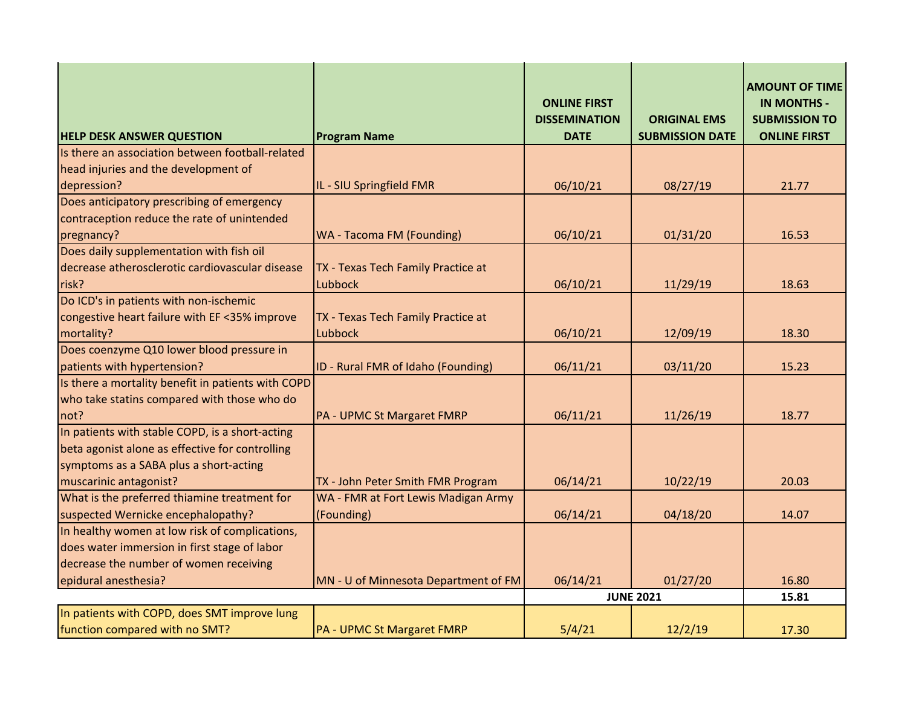| HELP DESK ANSWER QUESTION | Program Name | ONLINE FIRST DISSEMINATION DATE | ORIGINAL EMS SUBMISSION DATE | AMOUNT OF TIME IN MONTHS - SUBMISSION TO ONLINE FIRST |
|---|---|---|---|---|
| Is there an association between football-related head injuries and the development of depression? | IL - SIU Springfield FMR | 06/10/21 | 08/27/19 | 21.77 |
| Does anticipatory prescribing of emergency contraception reduce the rate of unintended pregnancy? | WA - Tacoma FM (Founding) | 06/10/21 | 01/31/20 | 16.53 |
| Does daily supplementation with fish oil decrease atherosclerotic cardiovascular disease risk? | TX - Texas Tech Family Practice at Lubbock | 06/10/21 | 11/29/19 | 18.63 |
| Do ICD's in patients with non-ischemic congestive heart failure with EF <35% improve mortality? | TX - Texas Tech Family Practice at Lubbock | 06/10/21 | 12/09/19 | 18.30 |
| Does coenzyme Q10 lower blood pressure in patients with hypertension? | ID - Rural FMR of Idaho (Founding) | 06/11/21 | 03/11/20 | 15.23 |
| Is there a mortality benefit in patients with COPD who take statins compared with those who do not? | PA - UPMC St Margaret FMRP | 06/11/21 | 11/26/19 | 18.77 |
| In patients with stable COPD, is a short-acting beta agonist alone as effective for controlling symptoms as a SABA plus a short-acting muscarinic antagonist? | TX - John Peter Smith FMR Program | 06/14/21 | 10/22/19 | 20.03 |
| What is the preferred thiamine treatment for suspected Wernicke encephalopathy? | WA - FMR at Fort Lewis Madigan Army (Founding) | 06/14/21 | 04/18/20 | 14.07 |
| In healthy women at low risk of complications, does water immersion in first stage of labor decrease the number of women receiving epidural anesthesia? | MN - U of Minnesota Department of FM | 06/14/21 | 01/27/20 | 16.80 |
| | | **JUNE 2021** | | **15.81** |
| In patients with COPD, does SMT improve lung function compared with no SMT? | PA - UPMC St Margaret FMRP | 5/4/21 | 12/2/19 | 17.30 |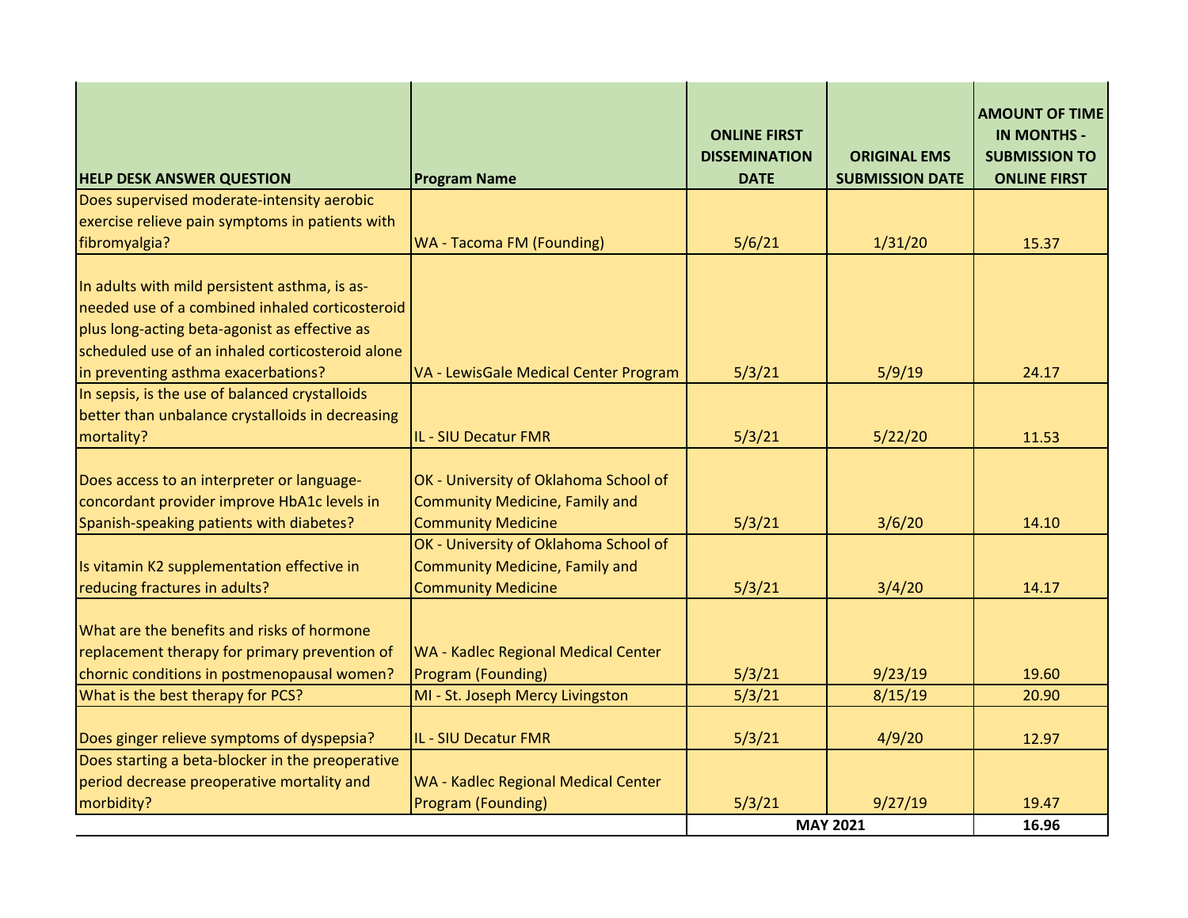| HELP DESK ANSWER QUESTION | Program Name | ONLINE FIRST DISSEMINATION DATE | ORIGINAL EMS SUBMISSION DATE | AMOUNT OF TIME IN MONTHS - SUBMISSION TO ONLINE FIRST |
|---|---|---|---|---|
| Does supervised moderate-intensity aerobic exercise relieve pain symptoms in patients with fibromyalgia? | WA - Tacoma FM (Founding) | 5/6/21 | 1/31/20 | 15.37 |
| In adults with mild persistent asthma, is as-needed use of a combined inhaled corticosteroid plus long-acting beta-agonist as effective as scheduled use of an inhaled corticosteroid alone in preventing asthma exacerbations? | VA - LewisGale Medical Center Program | 5/3/21 | 5/9/19 | 24.17 |
| In sepsis, is the use of balanced crystalloids better than unbalance crystalloids in decreasing mortality? | IL - SIU Decatur FMR | 5/3/21 | 5/22/20 | 11.53 |
| Does access to an interpreter or language-concordant provider improve HbA1c levels in Spanish-speaking patients with diabetes? | OK - University of Oklahoma School of Community Medicine, Family and Community Medicine | 5/3/21 | 3/6/20 | 14.10 |
| Is vitamin K2 supplementation effective in reducing fractures in adults? | OK - University of Oklahoma School of Community Medicine, Family and Community Medicine | 5/3/21 | 3/4/20 | 14.17 |
| What are the benefits and risks of hormone replacement therapy for primary prevention of chornic conditions in postmenopausal women? | WA - Kadlec Regional Medical Center Program (Founding) | 5/3/21 | 9/23/19 | 19.60 |
| What is the best therapy for PCS? | MI - St. Joseph Mercy Livingston | 5/3/21 | 8/15/19 | 20.90 |
| Does ginger relieve symptoms of dyspepsia? | IL - SIU Decatur FMR | 5/3/21 | 4/9/20 | 12.97 |
| Does starting a beta-blocker in the preoperative period decrease preoperative mortality and morbidity? | WA - Kadlec Regional Medical Center Program (Founding) | 5/3/21 | 9/27/19 | 19.47 |
| | | **MAY 2021** | | **16.96** |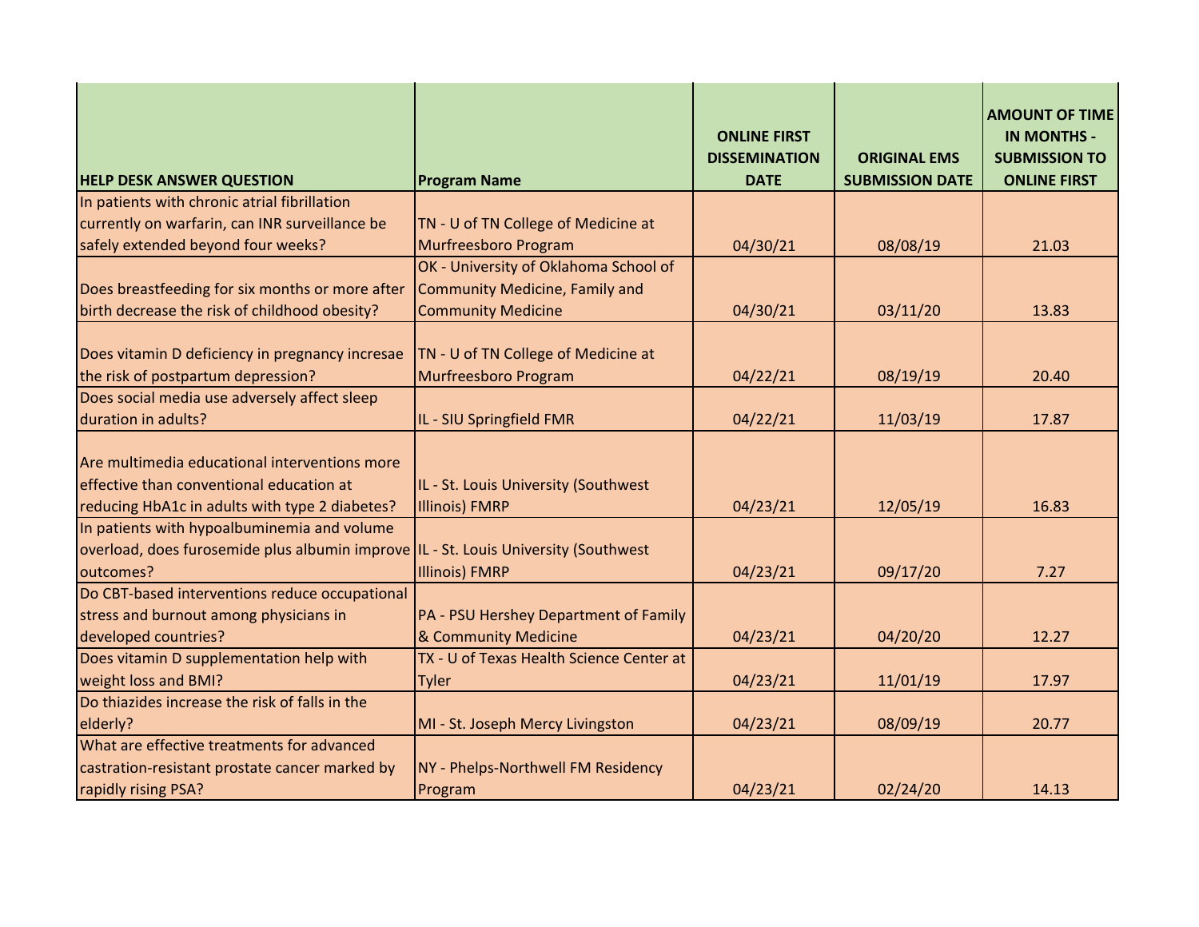| HELP DESK ANSWER QUESTION | Program Name | ONLINE FIRST DISSEMINATION DATE | ORIGINAL EMS SUBMISSION DATE | AMOUNT OF TIME IN MONTHS - SUBMISSION TO ONLINE FIRST |
|---|---|---|---|---|
| In patients with chronic atrial fibrillation currently on warfarin, can INR surveillance be safely extended beyond four weeks? | TN - U of TN College of Medicine at Murfreesboro Program | 04/30/21 | 08/08/19 | 21.03 |
| Does breastfeeding for six months or more after birth decrease the risk of childhood obesity? | OK - University of Oklahoma School of Community Medicine, Family and Community Medicine | 04/30/21 | 03/11/20 | 13.83 |
| Does vitamin D deficiency in pregnancy incresae the risk of postpartum depression? | TN - U of TN College of Medicine at Murfreesboro Program | 04/22/21 | 08/19/19 | 20.40 |
| Does social media use adversely affect sleep duration in adults? | IL - SIU Springfield FMR | 04/22/21 | 11/03/19 | 17.87 |
| Are multimedia educational interventions more effective than conventional education at reducing HbA1c in adults with type 2 diabetes? | IL - St. Louis University (Southwest Illinois) FMRP | 04/23/21 | 12/05/19 | 16.83 |
| In patients with hypoalbuminemia and volume overload, does furosemide plus albumin improve outcomes? | IL - St. Louis University (Southwest Illinois) FMRP | 04/23/21 | 09/17/20 | 7.27 |
| Do CBT-based interventions reduce occupational stress and burnout among physicians in developed countries? | PA - PSU Hershey Department of Family & Community Medicine | 04/23/21 | 04/20/20 | 12.27 |
| Does vitamin D supplementation help with weight loss and BMI? | TX - U of Texas Health Science Center at Tyler | 04/23/21 | 11/01/19 | 17.97 |
| Do thiazides increase the risk of falls in the elderly? | MI - St. Joseph Mercy Livingston | 04/23/21 | 08/09/19 | 20.77 |
| What are effective treatments for advanced castration-resistant prostate cancer marked by rapidly rising PSA? | NY - Phelps-Northwell FM Residency Program | 04/23/21 | 02/24/20 | 14.13 |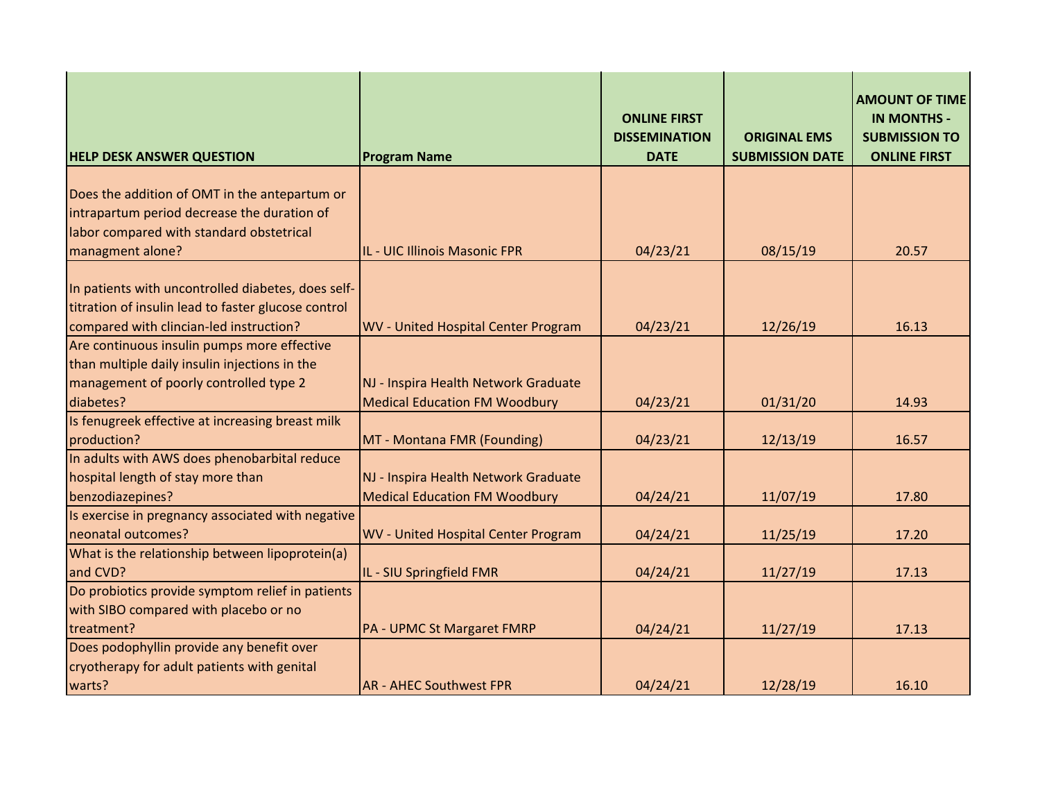| HELP DESK ANSWER QUESTION | Program Name | ONLINE FIRST DISSEMINATION DATE | ORIGINAL EMS SUBMISSION DATE | AMOUNT OF TIME IN MONTHS - SUBMISSION TO ONLINE FIRST |
|---|---|---|---|---|
| Does the addition of OMT in the antepartum or intrapartum period decrease the duration of labor compared with standard obstetrical managment alone? | IL - UIC Illinois Masonic FPR | 04/23/21 | 08/15/19 | 20.57 |
| In patients with uncontrolled diabetes, does self-titration of insulin lead to faster glucose control compared with clincian-led instruction? | WV - United Hospital Center Program | 04/23/21 | 12/26/19 | 16.13 |
| Are continuous insulin pumps more effective than multiple daily insulin injections in the management of poorly controlled type 2 diabetes? | NJ - Inspira Health Network Graduate Medical Education FM Woodbury | 04/23/21 | 01/31/20 | 14.93 |
| Is fenugreek effective at increasing breast milk production? | MT - Montana FMR (Founding) | 04/23/21 | 12/13/19 | 16.57 |
| In adults with AWS does phenobarbital reduce hospital length of stay more than benzodiazepines? | NJ - Inspira Health Network Graduate Medical Education FM Woodbury | 04/24/21 | 11/07/19 | 17.80 |
| Is exercise in pregnancy associated with negative neonatal outcomes? | WV - United Hospital Center Program | 04/24/21 | 11/25/19 | 17.20 |
| What is the relationship between lipoprotein(a) and CVD? | IL - SIU Springfield FMR | 04/24/21 | 11/27/19 | 17.13 |
| Do probiotics provide symptom relief in patients with SIBO compared with placebo or no treatment? | PA - UPMC St Margaret FMRP | 04/24/21 | 11/27/19 | 17.13 |
| Does podophyllin provide any benefit over cryotherapy for adult patients with genital warts? | AR - AHEC Southwest FPR | 04/24/21 | 12/28/19 | 16.10 |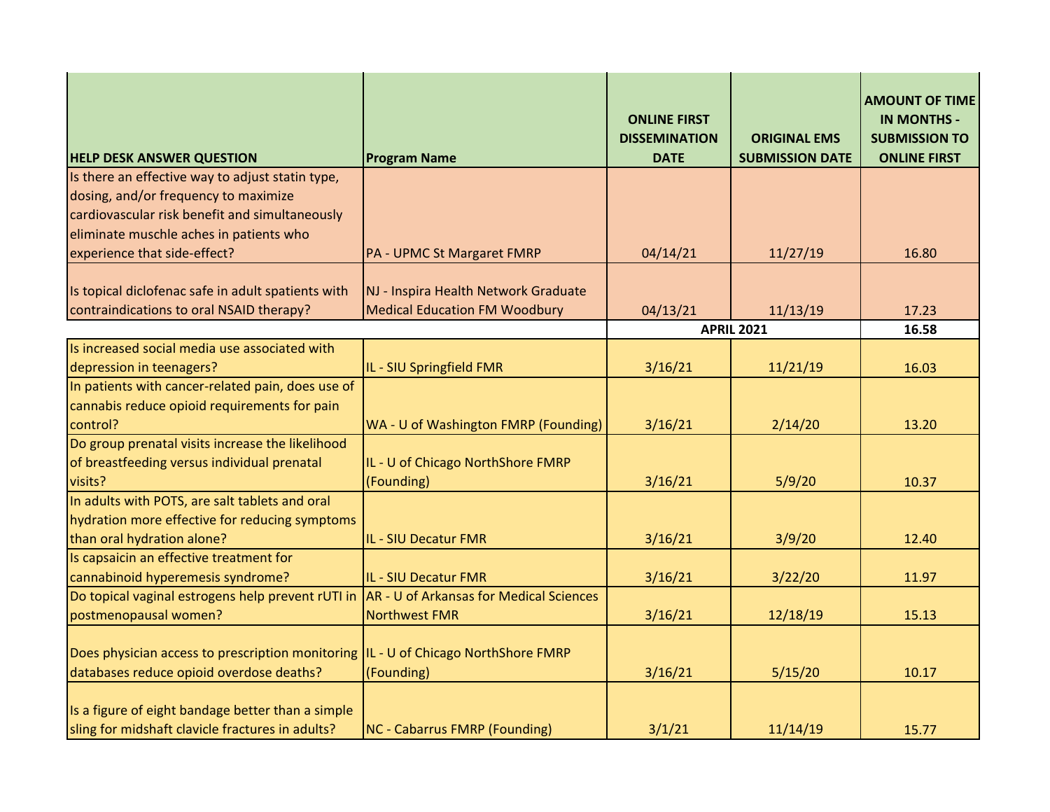| HELP DESK ANSWER QUESTION | Program Name | ONLINE FIRST DISSEMINATION DATE | ORIGINAL EMS SUBMISSION DATE | AMOUNT OF TIME IN MONTHS - SUBMISSION TO ONLINE FIRST |
|---|---|---|---|---|
| Is there an effective way to adjust statin type, dosing, and/or frequency to maximize cardiovascular risk benefit and simultaneously eliminate muschle aches in patients who experience that side-effect? | PA - UPMC St Margaret FMRP | 04/14/21 | 11/27/19 | 16.80 |
| Is topical diclofenac safe in adult spatients with contraindications to oral NSAID therapy? | NJ - Inspira Health Network Graduate Medical Education FM Woodbury | 04/13/21 | 11/13/19 | 17.23 |
| | | **APRIL 2021** | | **16.58** |
| Is increased social media use associated with depression in teenagers? | IL - SIU Springfield FMR | 3/16/21 | 11/21/19 | 16.03 |
| In patients with cancer-related pain, does use of cannabis reduce opioid requirements for pain control? | WA - U of Washington FMRP (Founding) | 3/16/21 | 2/14/20 | 13.20 |
| Do group prenatal visits increase the likelihood of breastfeeding versus individual prenatal visits? | IL - U of Chicago NorthShore FMRP (Founding) | 3/16/21 | 5/9/20 | 10.37 |
| In adults with POTS, are salt tablets and oral hydration more effective for reducing symptoms than oral hydration alone? | IL - SIU Decatur FMR | 3/16/21 | 3/9/20 | 12.40 |
| Is capsaicin an effective treatment for cannabinoid hyperemesis syndrome? | IL - SIU Decatur FMR | 3/16/21 | 3/22/20 | 11.97 |
| Do topical vaginal estrogens help prevent rUTI in postmenopausal women? | AR - U of Arkansas for Medical Sciences Northwest FMR | 3/16/21 | 12/18/19 | 15.13 |
| Does physician access to prescription monitoring databases reduce opioid overdose deaths? | IL - U of Chicago NorthShore FMRP (Founding) | 3/16/21 | 5/15/20 | 10.17 |
| Is a figure of eight bandage better than a simple sling for midshaft clavicle fractures in adults? | NC - Cabarrus FMRP (Founding) | 3/1/21 | 11/14/19 | 15.77 |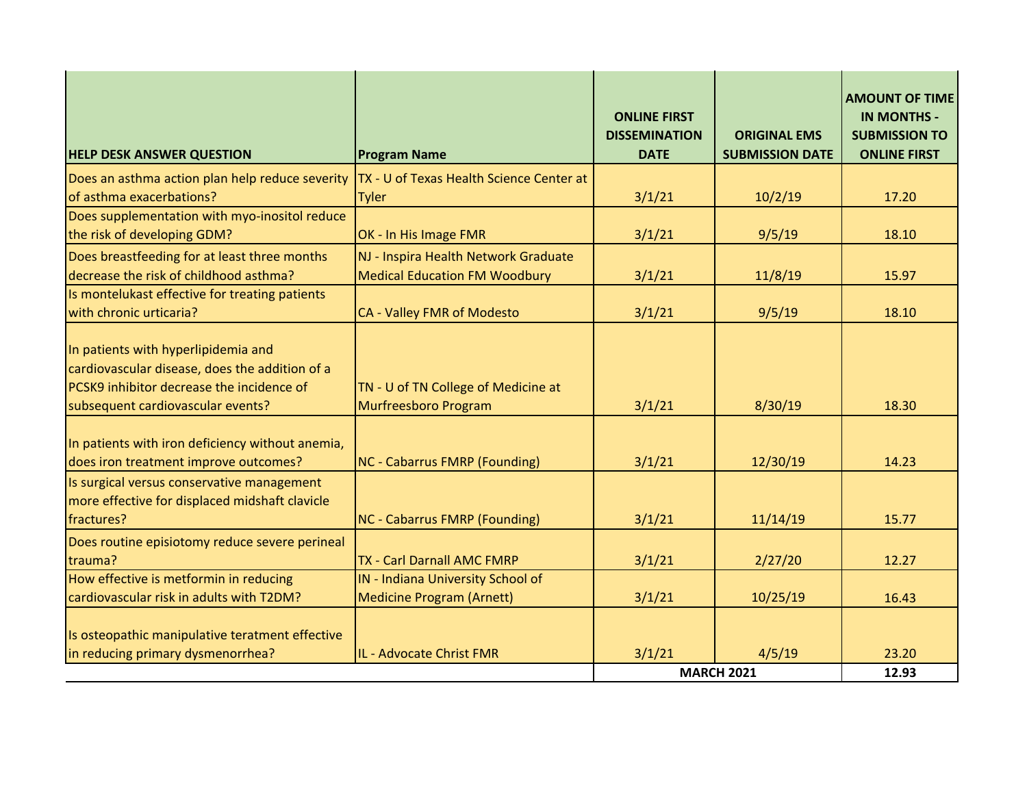| HELP DESK ANSWER QUESTION | Program Name | ONLINE FIRST DISSEMINATION DATE | ORIGINAL EMS SUBMISSION DATE | AMOUNT OF TIME IN MONTHS - SUBMISSION TO ONLINE FIRST |
|---|---|---|---|---|
| Does an asthma action plan help reduce severity of asthma exacerbations? | TX - U of Texas Health Science Center at Tyler | 3/1/21 | 10/2/19 | 17.20 |
| Does supplementation with myo-inositol reduce the risk of developing GDM? | OK - In His Image FMR | 3/1/21 | 9/5/19 | 18.10 |
| Does breastfeeding for at least three months decrease the risk of childhood asthma? | NJ - Inspira Health Network Graduate Medical Education FM Woodbury | 3/1/21 | 11/8/19 | 15.97 |
| Is montelukast effective for treating patients with chronic urticaria? | CA - Valley FMR of Modesto | 3/1/21 | 9/5/19 | 18.10 |
| In patients with hyperlipidemia and cardiovascular disease, does the addition of a PCSK9 inhibitor decrease the incidence of subsequent cardiovascular events? | TN - U of TN College of Medicine at Murfreesboro Program | 3/1/21 | 8/30/19 | 18.30 |
| In patients with iron deficiency without anemia, does iron treatment improve outcomes? | NC - Cabarrus FMRP (Founding) | 3/1/21 | 12/30/19 | 14.23 |
| Is surgical versus conservative management more effective for displaced midshaft clavicle fractures? | NC - Cabarrus FMRP (Founding) | 3/1/21 | 11/14/19 | 15.77 |
| Does routine episiotomy reduce severe perineal trauma? | TX - Carl Darnall AMC FMRP | 3/1/21 | 2/27/20 | 12.27 |
| How effective is metformin in reducing cardiovascular risk in adults with T2DM? | IN - Indiana University School of Medicine Program (Arnett) | 3/1/21 | 10/25/19 | 16.43 |
| Is osteopathic manipulative teratment effective in reducing primary dysmenorrhea? | IL - Advocate Christ FMR | 3/1/21 | 4/5/19 | 23.20 |
| | | **MARCH 2021** | | **12.93** |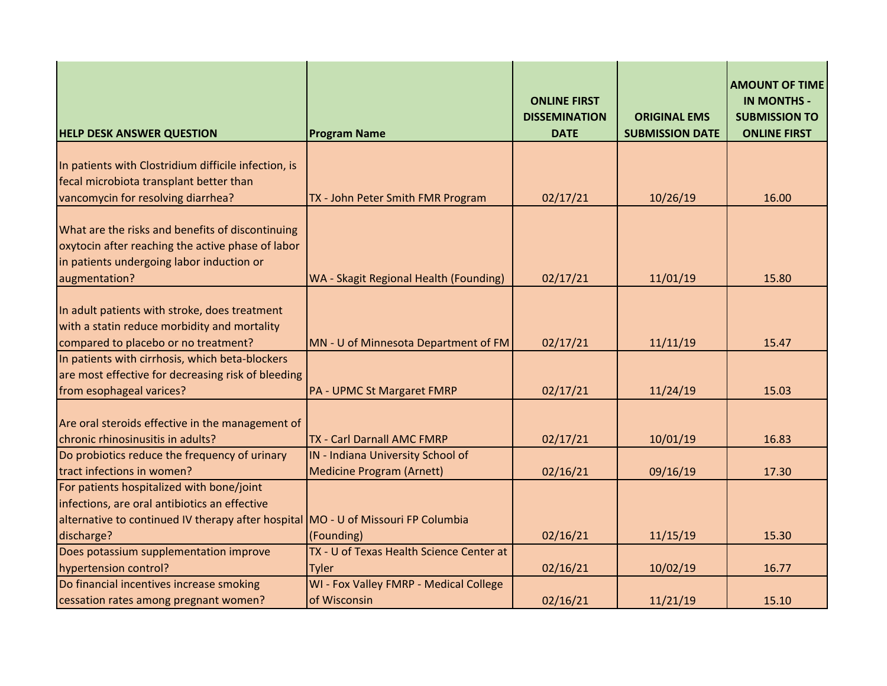| HELP DESK ANSWER QUESTION | Program Name | ONLINE FIRST DISSEMINATION DATE | ORIGINAL EMS SUBMISSION DATE | AMOUNT OF TIME IN MONTHS - SUBMISSION TO ONLINE FIRST |
|---|---|---|---|---|
| In patients with Clostridium difficile infection, is fecal microbiota transplant better than vancomycin for resolving diarrhea? | TX - John Peter Smith FMR Program | 02/17/21 | 10/26/19 | 16.00 |
| What are the risks and benefits of discontinuing oxytocin after reaching the active phase of labor in patients undergoing labor induction or augmentation? | WA - Skagit Regional Health (Founding) | 02/17/21 | 11/01/19 | 15.80 |
| In adult patients with stroke, does treatment with a statin reduce morbidity and mortality compared to placebo or no treatment? | MN - U of Minnesota Department of FM | 02/17/21 | 11/11/19 | 15.47 |
| In patients with cirrhosis, which beta-blockers are most effective for decreasing risk of bleeding from esophageal varices? | PA - UPMC St Margaret FMRP | 02/17/21 | 11/24/19 | 15.03 |
| Are oral steroids effective in the management of chronic rhinosinusitis in adults? | TX - Carl Darnall AMC FMRP | 02/17/21 | 10/01/19 | 16.83 |
| Do probiotics reduce the frequency of urinary tract infections in women? | IN - Indiana University School of Medicine Program (Arnett) | 02/16/21 | 09/16/19 | 17.30 |
| For patients hospitalized with bone/joint infections, are oral antibiotics an effective alternative to continued IV therapy after hospital discharge? | MO - U of Missouri FP Columbia (Founding) | 02/16/21 | 11/15/19 | 15.30 |
| Does potassium supplementation improve hypertension control? | TX - U of Texas Health Science Center at Tyler | 02/16/21 | 10/02/19 | 16.77 |
| Do financial incentives increase smoking cessation rates among pregnant women? | WI - Fox Valley FMRP - Medical College of Wisconsin | 02/16/21 | 11/21/19 | 15.10 |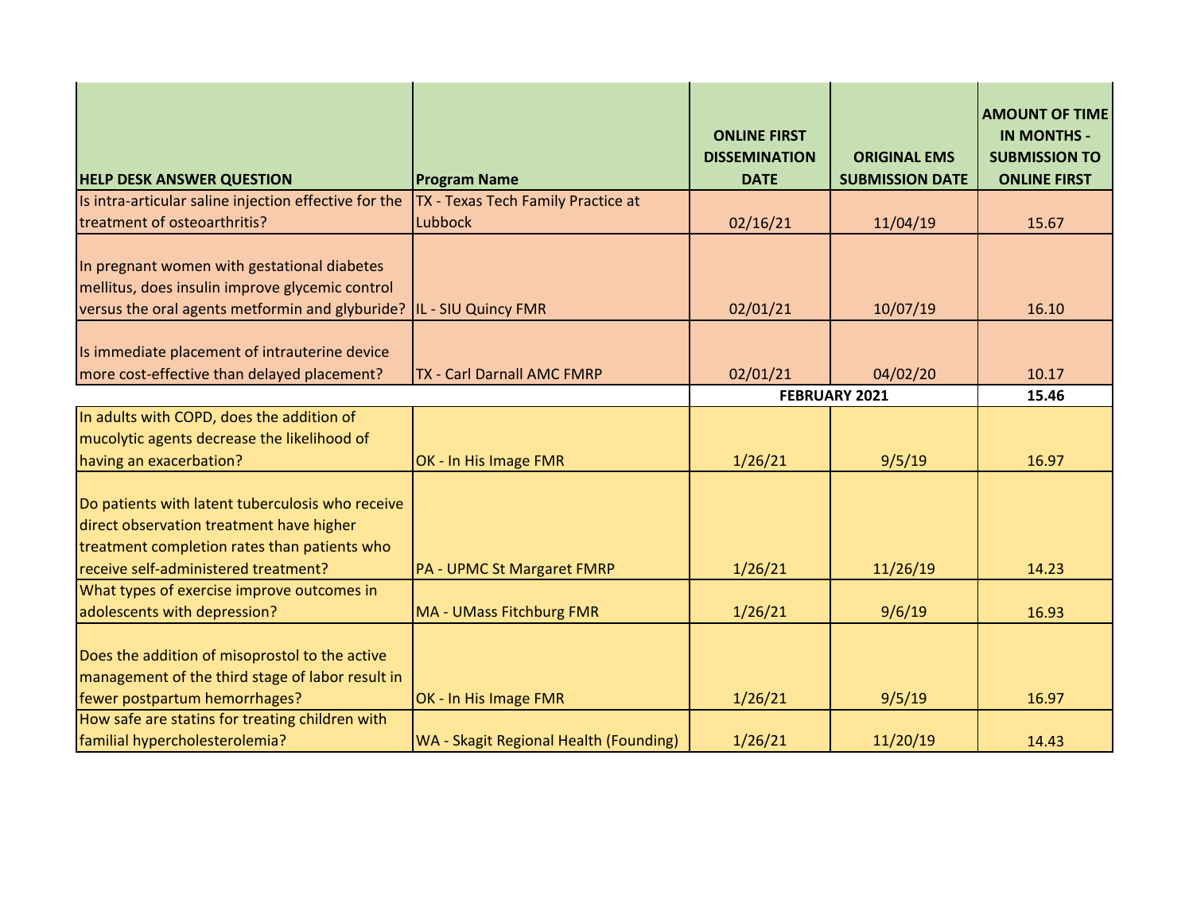| HELP DESK ANSWER QUESTION | Program Name | ONLINE FIRST DISSEMINATION DATE | ORIGINAL EMS SUBMISSION DATE | AMOUNT OF TIME IN MONTHS - SUBMISSION TO ONLINE FIRST |
|---|---|---|---|---|
| Is intra-articular saline injection effective for the treatment of osteoarthritis? | TX - Texas Tech Family Practice at Lubbock | 02/16/21 | 11/04/19 | 15.67 |
| In pregnant women with gestational diabetes mellitus, does insulin improve glycemic control versus the oral agents metformin and glyburide? | IL - SIU Quincy FMR | 02/01/21 | 10/07/19 | 16.10 |
| Is immediate placement of intrauterine device more cost-effective than delayed placement? | TX - Carl Darnall AMC FMRP | 02/01/21 | 04/02/20 | 10.17 |
| | | **FEBRUARY 2021** | | **15.46** |
| In adults with COPD, does the addition of mucolytic agents decrease the likelihood of having an exacerbation? | OK - In His Image FMR | 1/26/21 | 9/5/19 | 16.97 |
| Do patients with latent tuberculosis who receive direct observation treatment have higher treatment completion rates than patients who receive self-administered treatment? | PA - UPMC St Margaret FMRP | 1/26/21 | 11/26/19 | 14.23 |
| What types of exercise improve outcomes in adolescents with depression? | MA - UMass Fitchburg FMR | 1/26/21 | 9/6/19 | 16.93 |
| Does the addition of misoprostol to the active management of the third stage of labor result in fewer postpartum hemorrhages? | OK - In His Image FMR | 1/26/21 | 9/5/19 | 16.97 |
| How safe are statins for treating children with familial hypercholesterolemia? | WA - Skagit Regional Health (Founding) | 1/26/21 | 11/20/19 | 14.43 |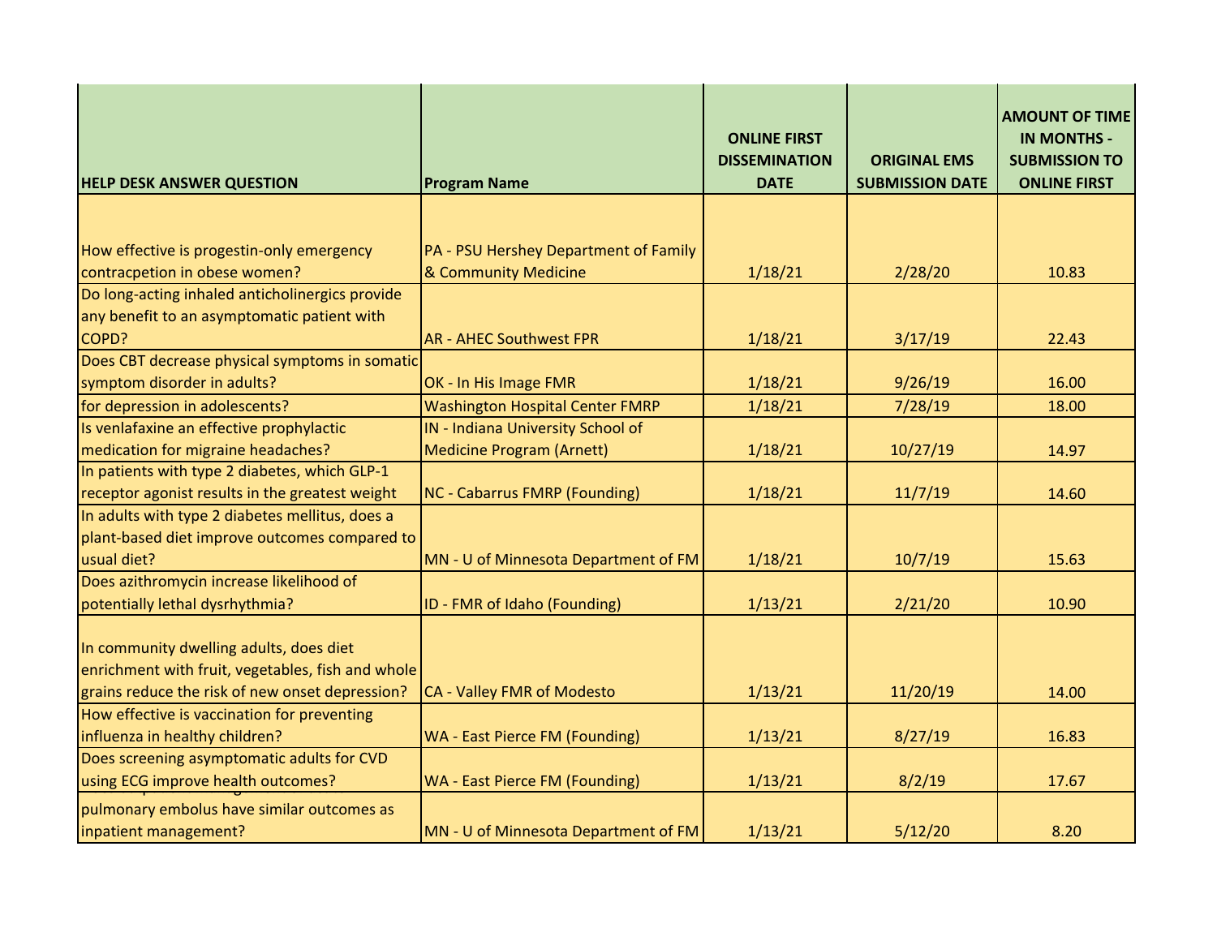| HELP DESK ANSWER QUESTION | Program Name | ONLINE FIRST DISSEMINATION DATE | ORIGINAL EMS SUBMISSION DATE | AMOUNT OF TIME IN MONTHS - SUBMISSION TO ONLINE FIRST |
|---|---|---|---|---|
| How effective is progestin-only emergency contracpetion in obese women? | PA - PSU Hershey Department of Family & Community Medicine | 1/18/21 | 2/28/20 | 10.83 |
| Do long-acting inhaled anticholinergics provide any benefit to an asymptomatic patient with COPD? | AR - AHEC Southwest FPR | 1/18/21 | 3/17/19 | 22.43 |
| Does CBT decrease physical symptoms in somatic symptom disorder in adults? | OK - In His Image FMR | 1/18/21 | 9/26/19 | 16.00 |
| for depression in adolescents? | Washington Hospital Center FMRP | 1/18/21 | 7/28/19 | 18.00 |
| Is venlafaxine an effective prophylactic medication for migraine headaches? | IN - Indiana University School of Medicine Program (Arnett) | 1/18/21 | 10/27/19 | 14.97 |
| In patients with type 2 diabetes, which GLP-1 receptor agonist results in the greatest weight | NC - Cabarrus FMRP (Founding) | 1/18/21 | 11/7/19 | 14.60 |
| In adults with type 2 diabetes mellitus, does a plant-based diet improve outcomes compared to usual diet? | MN - U of Minnesota Department of FM | 1/18/21 | 10/7/19 | 15.63 |
| Does azithromycin increase likelihood of potentially lethal dysrhythmia? | ID - FMR of Idaho (Founding) | 1/13/21 | 2/21/20 | 10.90 |
| In community dwelling adults, does diet enrichment with fruit, vegetables, fish and whole grains reduce the risk of new onset depression? | CA - Valley FMR of Modesto | 1/13/21 | 11/20/19 | 14.00 |
| How effective is vaccination for preventing influenza in healthy children? | WA - East Pierce FM (Founding) | 1/13/21 | 8/27/19 | 16.83 |
| Does screening asymptomatic adults for CVD using ECG improve health outcomes? | WA - East Pierce FM (Founding) | 1/13/21 | 8/2/19 | 17.67 |
| pulmonary embolus have similar outcomes as inpatient management? | MN - U of Minnesota Department of FM | 1/13/21 | 5/12/20 | 8.20 |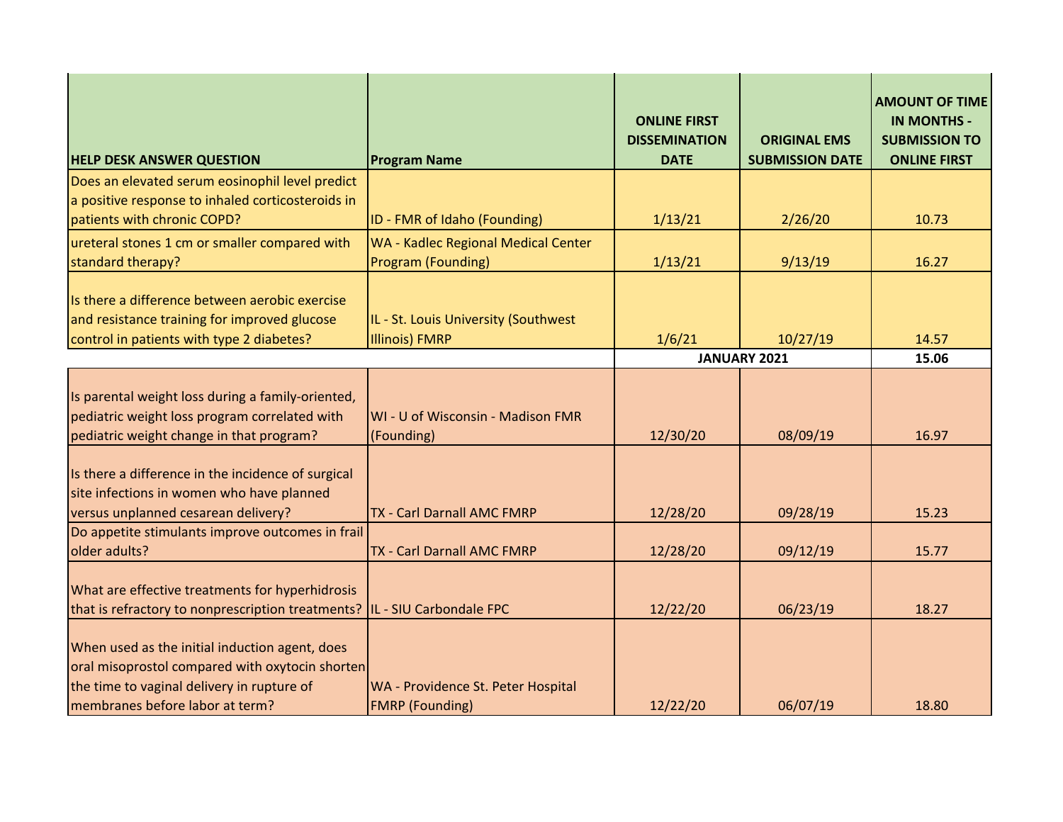| HELP DESK ANSWER QUESTION | Program Name | ONLINE FIRST DISSEMINATION DATE | ORIGINAL EMS SUBMISSION DATE | AMOUNT OF TIME IN MONTHS - SUBMISSION TO ONLINE FIRST |
|---|---|---|---|---|
| Does an elevated serum eosinophil level predict a positive response to inhaled corticosteroids in patients with chronic COPD? | ID - FMR of Idaho (Founding) | 1/13/21 | 2/26/20 | 10.73 |
| ureteral stones 1 cm or smaller compared with standard therapy? | WA - Kadlec Regional Medical Center Program (Founding) | 1/13/21 | 9/13/19 | 16.27 |
| Is there a difference between aerobic exercise and resistance training for improved glucose control in patients with type 2 diabetes? | IL - St. Louis University (Southwest Illinois) FMRP | 1/6/21 | 10/27/19 | 14.57 |
| | | JANUARY 2021 | | 15.06 |
| Is parental weight loss during a family-oriented, pediatric weight loss program correlated with pediatric weight change in that program? | WI - U of Wisconsin - Madison FMR (Founding) | 12/30/20 | 08/09/19 | 16.97 |
| Is there a difference in the incidence of surgical site infections in women who have planned versus unplanned cesarean delivery? | TX - Carl Darnall AMC FMRP | 12/28/20 | 09/28/19 | 15.23 |
| Do appetite stimulants improve outcomes in frail older adults? | TX - Carl Darnall AMC FMRP | 12/28/20 | 09/12/19 | 15.77 |
| What are effective treatments for hyperhidrosis that is refractory to nonprescription treatments? | IL - SIU Carbondale FPC | 12/22/20 | 06/23/19 | 18.27 |
| When used as the initial induction agent, does oral misoprostol compared with oxytocin shorten the time to vaginal delivery in rupture of membranes before labor at term? | WA - Providence St. Peter Hospital FMRP (Founding) | 12/22/20 | 06/07/19 | 18.80 |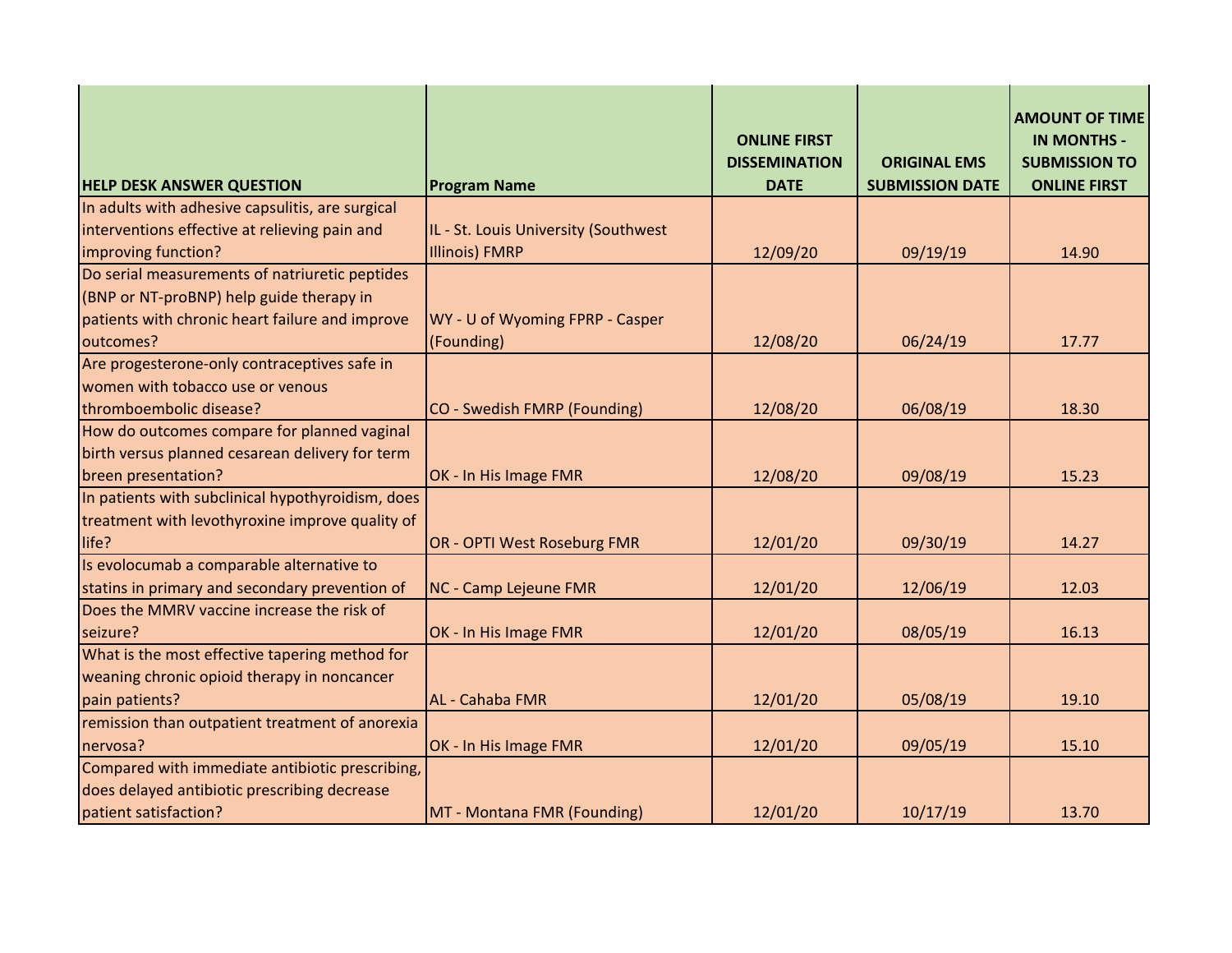| HELP DESK ANSWER QUESTION | Program Name | ONLINE FIRST DISSEMINATION DATE | ORIGINAL EMS SUBMISSION DATE | AMOUNT OF TIME IN MONTHS - SUBMISSION TO ONLINE FIRST |
|---|---|---|---|---|
| In adults with adhesive capsulitis, are surgical interventions effective at relieving pain and improving function? | IL - St. Louis University (Southwest Illinois) FMRP | 12/09/20 | 09/19/19 | 14.90 |
| Do serial measurements of natriuretic peptides (BNP or NT-proBNP) help guide therapy in patients with chronic heart failure and improve outcomes? | WY - U of Wyoming FPRP - Casper (Founding) | 12/08/20 | 06/24/19 | 17.77 |
| Are progesterone-only contraceptives safe in women with tobacco use or venous thromboembolic disease? | CO - Swedish FMRP (Founding) | 12/08/20 | 06/08/19 | 18.30 |
| How do outcomes compare for planned vaginal birth versus planned cesarean delivery for term breen presentation? | OK - In His Image FMR | 12/08/20 | 09/08/19 | 15.23 |
| In patients with subclinical hypothyroidism, does treatment with levothyroxine improve quality of life? | OR - OPTI West Roseburg FMR | 12/01/20 | 09/30/19 | 14.27 |
| Is evolocumab a comparable alternative to statins in primary and secondary prevention of | NC - Camp Lejeune FMR | 12/01/20 | 12/06/19 | 12.03 |
| Does the MMRV vaccine increase the risk of seizure? | OK - In His Image FMR | 12/01/20 | 08/05/19 | 16.13 |
| What is the most effective tapering method for weaning chronic opioid therapy in noncancer pain patients? | AL - Cahaba FMR | 12/01/20 | 05/08/19 | 19.10 |
| remission than outpatient treatment of anorexia nervosa? | OK - In His Image FMR | 12/01/20 | 09/05/19 | 15.10 |
| Compared with immediate antibiotic prescribing, does delayed antibiotic prescribing decrease patient satisfaction? | MT - Montana FMR (Founding) | 12/01/20 | 10/17/19 | 13.70 |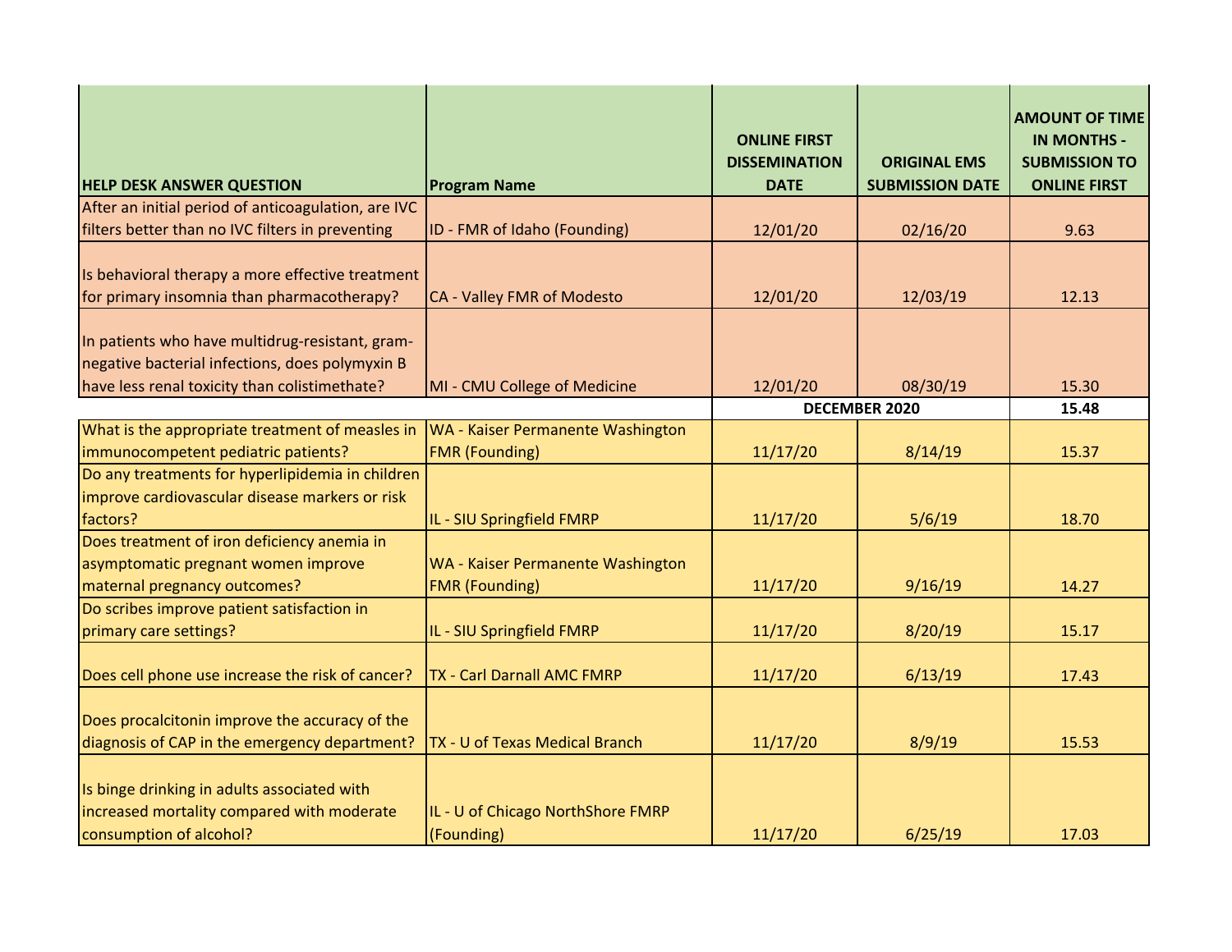| HELP DESK ANSWER QUESTION | Program Name | ONLINE FIRST DISSEMINATION DATE | ORIGINAL EMS SUBMISSION DATE | AMOUNT OF TIME IN MONTHS - SUBMISSION TO ONLINE FIRST |
|---|---|---|---|---|
| After an initial period of anticoagulation, are IVC filters better than no IVC filters in preventing | ID - FMR of Idaho (Founding) | 12/01/20 | 02/16/20 | 9.63 |
| Is behavioral therapy a more effective treatment for primary insomnia than pharmacotherapy? | CA - Valley FMR of Modesto | 12/01/20 | 12/03/19 | 12.13 |
| In patients who have multidrug-resistant, gram-negative bacterial infections, does polymyxin B have less renal toxicity than colistimethate? | MI - CMU College of Medicine | 12/01/20 | 08/30/19 | 15.30 |
| | | DECEMBER 2020 | | 15.48 |
| What is the appropriate treatment of measles in immunocompetent pediatric patients? | WA - Kaiser Permanente Washington FMR (Founding) | 11/17/20 | 8/14/19 | 15.37 |
| Do any treatments for hyperlipidemia in children improve cardiovascular disease markers or risk factors? | IL - SIU Springfield FMRP | 11/17/20 | 5/6/19 | 18.70 |
| Does treatment of iron deficiency anemia in asymptomatic pregnant women improve maternal pregnancy outcomes? | WA - Kaiser Permanente Washington FMR (Founding) | 11/17/20 | 9/16/19 | 14.27 |
| Do scribes improve patient satisfaction in primary care settings? | IL - SIU Springfield FMRP | 11/17/20 | 8/20/19 | 15.17 |
| Does cell phone use increase the risk of cancer? | TX - Carl Darnall AMC FMRP | 11/17/20 | 6/13/19 | 17.43 |
| Does procalcitonin improve the accuracy of the diagnosis of CAP in the emergency department? | TX - U of Texas Medical Branch | 11/17/20 | 8/9/19 | 15.53 |
| Is binge drinking in adults associated with increased mortality compared with moderate consumption of alcohol? | IL - U of Chicago NorthShore FMRP (Founding) | 11/17/20 | 6/25/19 | 17.03 |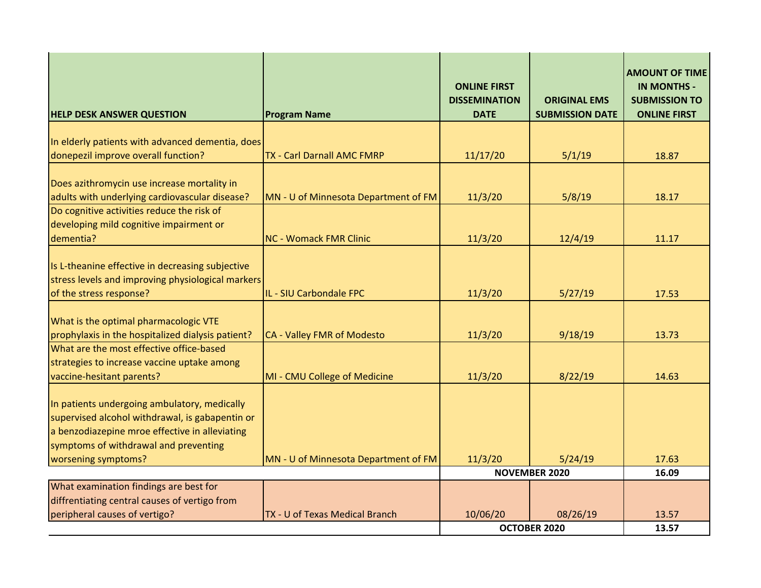| HELP DESK ANSWER QUESTION | Program Name | ONLINE FIRST DISSEMINATION DATE | ORIGINAL EMS SUBMISSION DATE | AMOUNT OF TIME IN MONTHS - SUBMISSION TO ONLINE FIRST |
|---|---|---|---|---|
| In elderly patients with advanced dementia, does donepezil improve overall function? | TX - Carl Darnall AMC FMRP | 11/17/20 | 5/1/19 | 18.87 |
| Does azithromycin use increase mortality in adults with underlying cardiovascular disease? | MN - U of Minnesota Department of FM | 11/3/20 | 5/8/19 | 18.17 |
| Do cognitive activities reduce the risk of developing mild cognitive impairment or dementia? | NC - Womack FMR Clinic | 11/3/20 | 12/4/19 | 11.17 |
| Is L-theanine effective in decreasing subjective stress levels and improving physiological markers of the stress response? | IL - SIU Carbondale FPC | 11/3/20 | 5/27/19 | 17.53 |
| What is the optimal pharmacologic VTE prophylaxis in the hospitalized dialysis patient? | CA - Valley FMR of Modesto | 11/3/20 | 9/18/19 | 13.73 |
| What are the most effective office-based strategies to increase vaccine uptake among vaccine-hesitant parents? | MI - CMU College of Medicine | 11/3/20 | 8/22/19 | 14.63 |
| In patients undergoing ambulatory, medically supervised alcohol withdrawal, is gabapentin or a benzodiazepine mroe effective in alleviating symptoms of withdrawal and preventing worsening symptoms? | MN - U of Minnesota Department of FM | 11/3/20 | 5/24/19 | 17.63 |
| | | **NOVEMBER 2020** | | **16.09** |
| What examination findings are best for diffrentiating central causes of vertigo from peripheral causes of vertigo? | TX - U of Texas Medical Branch | 10/06/20 | 08/26/19 | 13.57 |
| | | **OCTOBER 2020** | | **13.57** |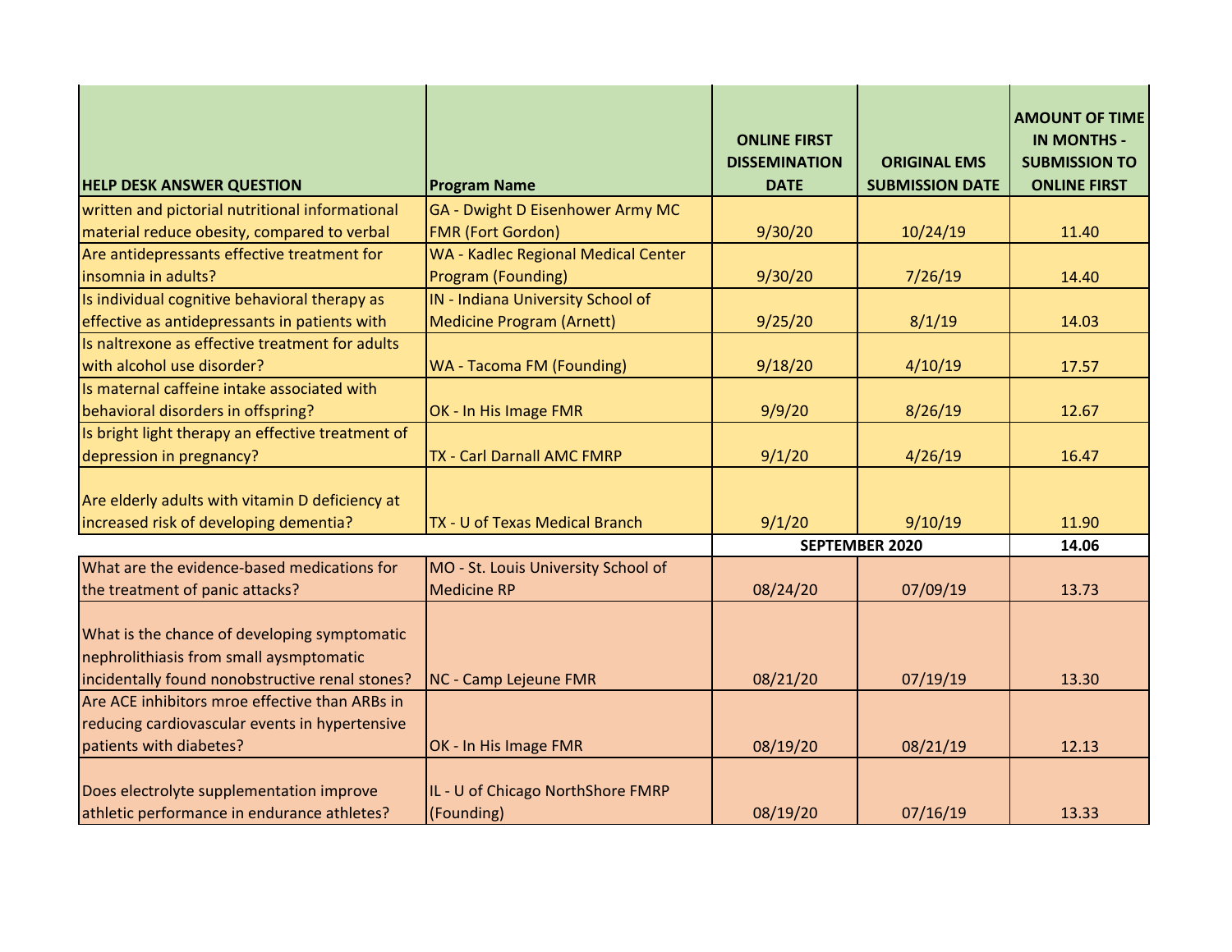| HELP DESK ANSWER QUESTION | Program Name | ONLINE FIRST DISSEMINATION DATE | ORIGINAL EMS SUBMISSION DATE | AMOUNT OF TIME IN MONTHS - SUBMISSION TO ONLINE FIRST |
|---|---|---|---|---|
| written and pictorial nutritional informational material reduce obesity, compared to verbal | GA - Dwight D Eisenhower Army MC FMR (Fort Gordon) | 9/30/20 | 10/24/19 | 11.40 |
| Are antidepressants effective treatment for insomnia in adults? | WA - Kadlec Regional Medical Center Program (Founding) | 9/30/20 | 7/26/19 | 14.40 |
| Is individual cognitive behavioral therapy as effective as antidepressants in patients with | IN - Indiana University School of Medicine Program (Arnett) | 9/25/20 | 8/1/19 | 14.03 |
| Is naltrexone as effective treatment for adults with alcohol use disorder? | WA - Tacoma FM (Founding) | 9/18/20 | 4/10/19 | 17.57 |
| Is maternal caffeine intake associated with behavioral disorders in offspring? | OK - In His Image FMR | 9/9/20 | 8/26/19 | 12.67 |
| Is bright light therapy an effective treatment of depression in pregnancy? | TX - Carl Darnall AMC FMRP | 9/1/20 | 4/26/19 | 16.47 |
| Are elderly adults with vitamin D deficiency at increased risk of developing dementia? | TX - U of Texas Medical Branch | 9/1/20 | 9/10/19 | 11.90 |
| | | SEPTEMBER 2020 | | 14.06 |
| What are the evidence-based medications for the treatment of panic attacks? | MO - St. Louis University School of Medicine RP | 08/24/20 | 07/09/19 | 13.73 |
| What is the chance of developing symptomatic nephrolithiasis from small aysmptomatic incidentally found nonobstructive renal stones? | NC - Camp Lejeune FMR | 08/21/20 | 07/19/19 | 13.30 |
| Are ACE inhibitors mroe effective than ARBs in reducing cardiovascular events in hypertensive patients with diabetes? | OK - In His Image FMR | 08/19/20 | 08/21/19 | 12.13 |
| Does electrolyte supplementation improve athletic performance in endurance athletes? | IL - U of Chicago NorthShore FMRP (Founding) | 08/19/20 | 07/16/19 | 13.33 |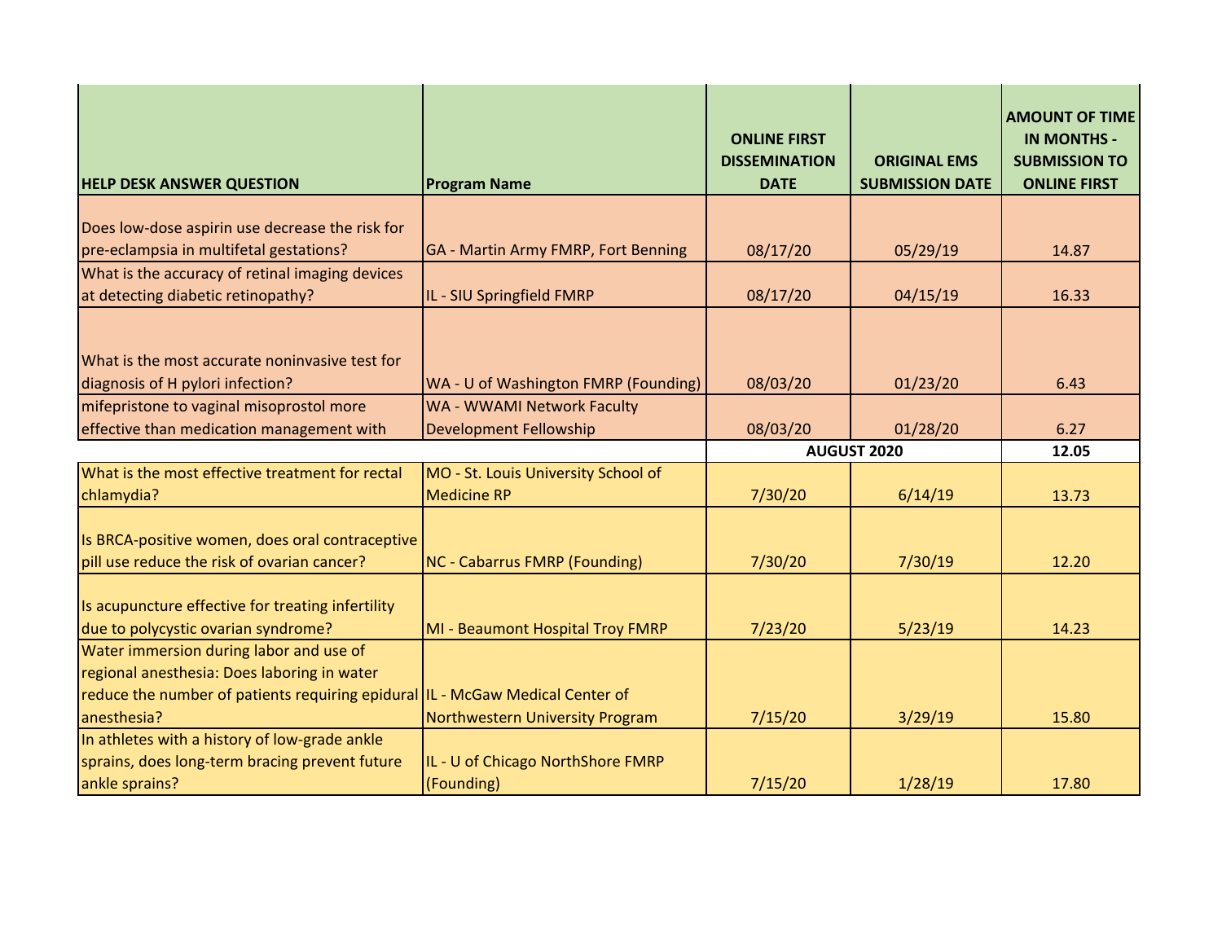| HELP DESK ANSWER QUESTION | Program Name | ONLINE FIRST DISSEMINATION DATE | ORIGINAL EMS SUBMISSION DATE | AMOUNT OF TIME IN MONTHS - SUBMISSION TO ONLINE FIRST |
|---|---|---|---|---|
| Does low-dose aspirin use decrease the risk for pre-eclampsia in multifetal gestations? | GA - Martin Army FMRP, Fort Benning | 08/17/20 | 05/29/19 | 14.87 |
| What is the accuracy of retinal imaging devices at detecting diabetic retinopathy? | IL - SIU Springfield FMRP | 08/17/20 | 04/15/19 | 16.33 |
| What is the most accurate noninvasive test for diagnosis of H pylori infection? | WA - U of Washington FMRP (Founding) | 08/03/20 | 01/23/20 | 6.43 |
| mifepristone to vaginal misoprostol more effective than medication management with | WA - WWAMI Network Faculty Development Fellowship | 08/03/20 | 01/28/20 | 6.27 |
| | | **AUGUST 2020** | | **12.05** |
| What is the most effective treatment for rectal chlamydia? | MO - St. Louis University School of Medicine RP | 7/30/20 | 6/14/19 | 13.73 |
| Is BRCA-positive women, does oral contraceptive pill use reduce the risk of ovarian cancer? | NC - Cabarrus FMRP (Founding) | 7/30/20 | 7/30/19 | 12.20 |
| Is acupuncture effective for treating infertility due to polycystic ovarian syndrome? | MI - Beaumont Hospital Troy FMRP | 7/23/20 | 5/23/19 | 14.23 |
| Water immersion during labor and use of regional anesthesia: Does laboring in water reduce the number of patients requiring epidural anesthesia? | IL - McGaw Medical Center of Northwestern University Program | 7/15/20 | 3/29/19 | 15.80 |
| In athletes with a history of low-grade ankle sprains, does long-term bracing prevent future ankle sprains? | IL - U of Chicago NorthShore FMRP (Founding) | 7/15/20 | 1/28/19 | 17.80 |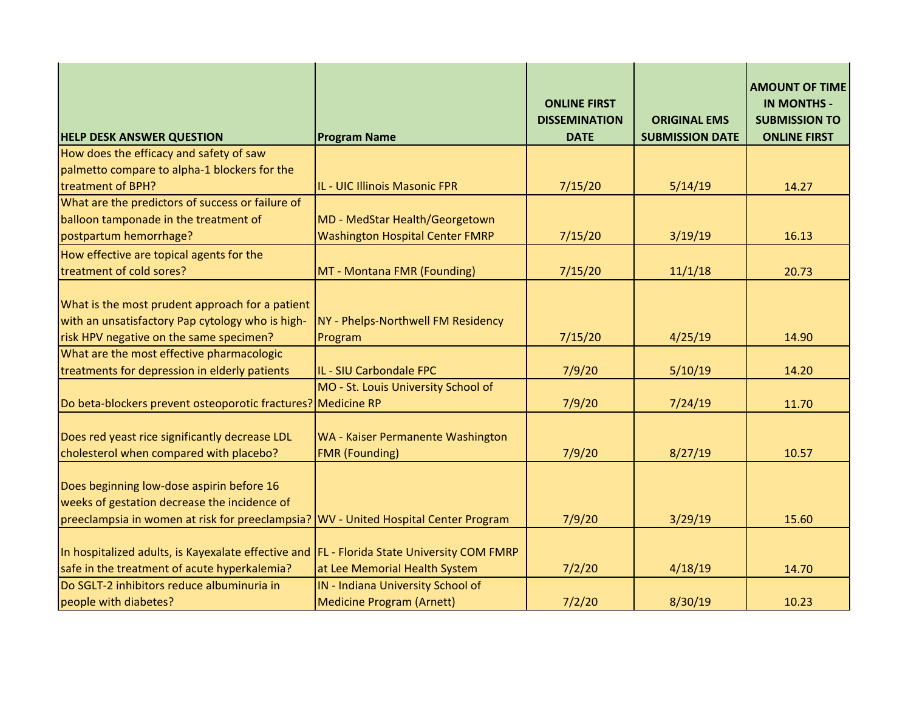| HELP DESK ANSWER QUESTION | Program Name | ONLINE FIRST DISSEMINATION DATE | ORIGINAL EMS SUBMISSION DATE | AMOUNT OF TIME IN MONTHS - SUBMISSION TO ONLINE FIRST |
|---|---|---|---|---|
| How does the efficacy and safety of saw palmetto compare to alpha-1 blockers for the treatment of BPH? | IL - UIC Illinois Masonic FPR | 7/15/20 | 5/14/19 | 14.27 |
| What are the predictors of success or failure of balloon tamponade in the treatment of postpartum hemorrhage? | MD - MedStar Health/Georgetown Washington Hospital Center FMRP | 7/15/20 | 3/19/19 | 16.13 |
| How effective are topical agents for the treatment of cold sores? | MT - Montana FMR (Founding) | 7/15/20 | 11/1/18 | 20.73 |
| What is the most prudent approach for a patient with an unsatisfactory Pap cytology who is high-risk HPV negative on the same specimen? | NY - Phelps-Northwell FM Residency Program | 7/15/20 | 4/25/19 | 14.90 |
| What are the most effective pharmacologic treatments for depression in elderly patients | IL - SIU Carbondale FPC | 7/9/20 | 5/10/19 | 14.20 |
| Do beta-blockers prevent osteoporotic fractures? | MO - St. Louis University School of Medicine RP | 7/9/20 | 7/24/19 | 11.70 |
| Does red yeast rice significantly decrease LDL cholesterol when compared with placebo? | WA - Kaiser Permanente Washington FMR (Founding) | 7/9/20 | 8/27/19 | 10.57 |
| Does beginning low-dose aspirin before 16 weeks of gestation decrease the incidence of preeclampsia in women at risk for preeclampsia? | WV - United Hospital Center Program | 7/9/20 | 3/29/19 | 15.60 |
| In hospitalized adults, is Kayexalate effective and safe in the treatment of acute hyperkalemia? | FL - Florida State University COM FMRP at Lee Memorial Health System | 7/2/20 | 4/18/19 | 14.70 |
| Do SGLT-2 inhibitors reduce albuminuria in people with diabetes? | IN - Indiana University School of Medicine Program (Arnett) | 7/2/20 | 8/30/19 | 10.23 |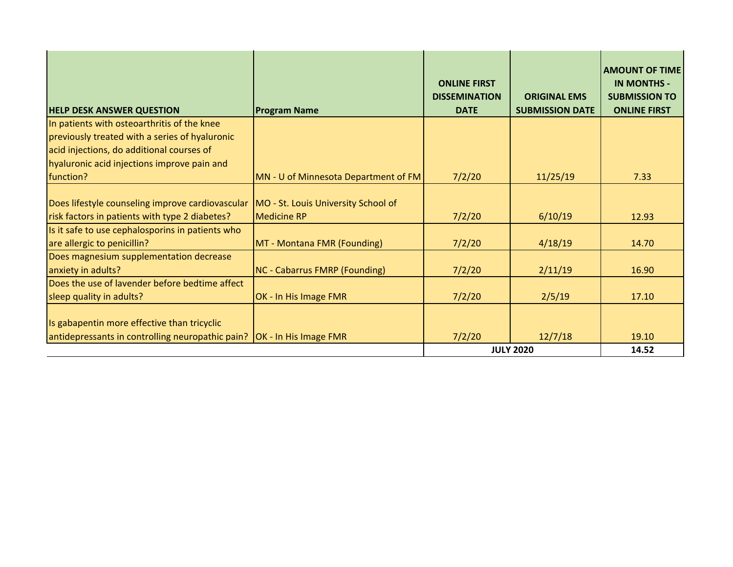| HELP DESK ANSWER QUESTION | Program Name | ONLINE FIRST DISSEMINATION DATE | ORIGINAL EMS SUBMISSION DATE | AMOUNT OF TIME IN MONTHS - SUBMISSION TO ONLINE FIRST |
|---|---|---|---|---|
| In patients with osteoarthritis of the knee previously treated with a series of hyaluronic acid injections, do additional courses of hyaluronic acid injections improve pain and function? | MN - U of Minnesota Department of FM | 7/2/20 | 11/25/19 | 7.33 |
| Does lifestyle counseling improve cardiovascular risk factors in patients with type 2 diabetes? | MO - St. Louis University School of Medicine RP | 7/2/20 | 6/10/19 | 12.93 |
| Is it safe to use cephalosporins in patients who are allergic to penicillin? | MT - Montana FMR (Founding) | 7/2/20 | 4/18/19 | 14.70 |
| Does magnesium supplementation decrease anxiety in adults? | NC - Cabarrus FMRP (Founding) | 7/2/20 | 2/11/19 | 16.90 |
| Does the use of lavender before bedtime affect sleep quality in adults? | OK - In His Image FMR | 7/2/20 | 2/5/19 | 17.10 |
| Is gabapentin more effective than tricyclic antidepressants in controlling neuropathic pain? | OK - In His Image FMR | 7/2/20 | 12/7/18 | 19.10 |
| | | **JULY 2020** | | **14.52** |